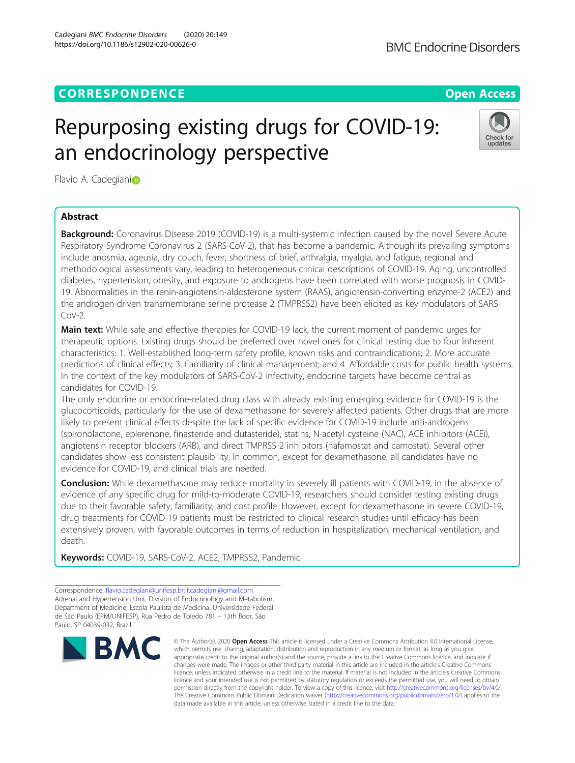CORRESPONDENCE

Open Access

# Repurposing existing drugs for COVID-19: an endocrinology perspective

Flavio A. Cadegiani

## Abstract

**Background:** Coronavirus Disease 2019 (COVID-19) is a multi-systemic infection caused by the novel Severe Acute Respiratory Syndrome Coronavirus 2 (SARS-CoV-2), that has become a pandemic. Although its prevailing symptoms include anosmia, ageusia, dry couch, fever, shortness of brief, arthralgia, myalgia, and fatigue, regional and methodological assessments vary, leading to heterogeneous clinical descriptions of COVID-19. Aging, uncontrolled diabetes, hypertension, obesity, and exposure to androgens have been correlated with worse prognosis in COVID-19. Abnormalities in the renin-angiotensin-aldosterone system (RAAS), angiotensin-converting enzyme-2 (ACE2) and the androgen-driven transmembrane serine protease 2 (TMPRSS2) have been elicited as key modulators of SARS-CoV-2.

**Main text:** While safe and effective therapies for COVID-19 lack, the current moment of pandemic urges for therapeutic options. Existing drugs should be preferred over novel ones for clinical testing due to four inherent characteristics: 1. Well-established long-term safety profile, known risks and contraindications; 2. More accurate predictions of clinical effects; 3. Familiarity of clinical management; and 4. Affordable costs for public health systems. In the context of the key modulators of SARS-CoV-2 infectivity, endocrine targets have become central as candidates for COVID-19.

The only endocrine or endocrine-related drug class with already existing emerging evidence for COVID-19 is the glucocorticoids, particularly for the use of dexamethasone for severely affected patients. Other drugs that are more likely to present clinical effects despite the lack of specific evidence for COVID-19 include anti-androgens (spironolactone, eplerenone, finasteride and dutasteride), statins, N-acetyl cysteine (NAC), ACE inhibitors (ACEi), angiotensin receptor blockers (ARB), and direct TMPRSS-2 inhibitors (nafamostat and camostat). Several other candidates show less consistent plausibility. In common, except for dexamethasone, all candidates have no evidence for COVID-19, and clinical trials are needed.

**Conclusion:** While dexamethasone may reduce mortality in severely ill patients with COVID-19, in the absence of evidence of any specific drug for mild-to-moderate COVID-19, researchers should consider testing existing drugs due to their favorable safety, familiarity, and cost profile. However, except for dexamethasone in severe COVID-19, drug treatments for COVID-19 patients must be restricted to clinical research studies until efficacy has been extensively proven, with favorable outcomes in terms of reduction in hospitalization, mechanical ventilation, and death.

**Keywords:** COVID-19, SARS-CoV-2, ACE2, TMPRSS2, Pandemic

Correspondence: flavio.cadegiani@unifesp.br; f.cadegiani@gmail.com
Adrenal and Hypertension Unit, Division of Endocrinology and Metabolism, Department of Medicine, Escola Paulista de Medicina, Universidade Federal de São Paulo (EPM/UNIFESP), Rua Pedro de Toledo 781 – 13th floor, São Paulo, SP 04039-032, Brazil

© The Author(s). 2020 **Open Access** This article is licensed under a Creative Commons Attribution 4.0 International License, which permits use, sharing, adaptation, distribution and reproduction in any medium or format, as long as you give appropriate credit to the original author(s) and the source, provide a link to the Creative Commons licence, and indicate if changes were made. The images or other third party material in this article are included in the article's Creative Commons licence, unless indicated otherwise in a credit line to the material. If material is not included in the article's Creative Commons licence and your intended use is not permitted by statutory regulation or exceeds the permitted use, you will need to obtain permission directly from the copyright holder. To view a copy of this licence, visit http://creativecommons.org/licenses/by/4.0/. The Creative Commons Public Domain Dedication waiver (http://creativecommons.org/publicdomain/zero/1.0/) applies to the data made available in this article, unless otherwise stated in a credit line to the data.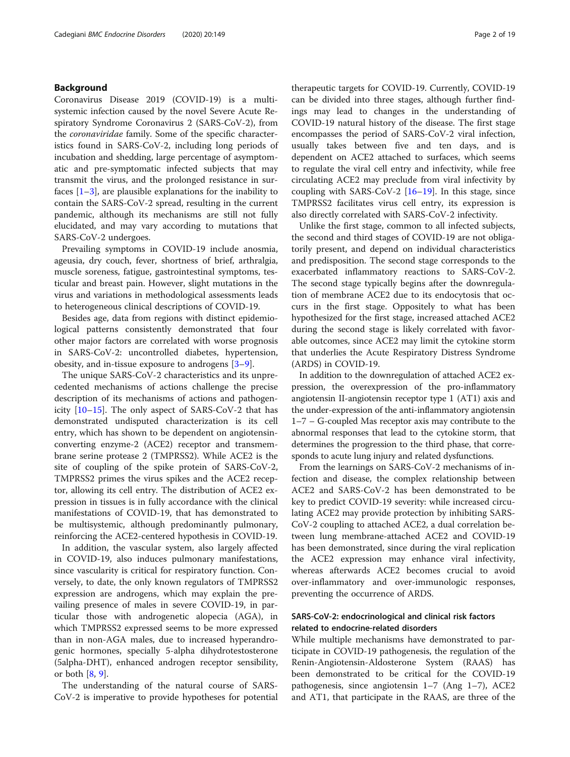## Background

Coronavirus Disease 2019 (COVID-19) is a multi-systemic infection caused by the novel Severe Acute Respiratory Syndrome Coronavirus 2 (SARS-CoV-2), from the *coronaviridae* family. Some of the specific characteristics found in SARS-CoV-2, including long periods of incubation and shedding, large percentage of asymptomatic and pre-symptomatic infected subjects that may transmit the virus, and the prolonged resistance in surfaces [1–3], are plausible explanations for the inability to contain the SARS-CoV-2 spread, resulting in the current pandemic, although its mechanisms are still not fully elucidated, and may vary according to mutations that SARS-CoV-2 undergoes.

Prevailing symptoms in COVID-19 include anosmia, ageusia, dry couch, fever, shortness of brief, arthralgia, muscle soreness, fatigue, gastrointestinal symptoms, testicular and breast pain. However, slight mutations in the virus and variations in methodological assessments leads to heterogeneous clinical descriptions of COVID-19.

Besides age, data from regions with distinct epidemiological patterns consistently demonstrated that four other major factors are correlated with worse prognosis in SARS-CoV-2: uncontrolled diabetes, hypertension, obesity, and in-tissue exposure to androgens [3–9].

The unique SARS-CoV-2 characteristics and its unprecedented mechanisms of actions challenge the precise description of its mechanisms of actions and pathogenicity [10–15]. The only aspect of SARS-CoV-2 that has demonstrated undisputed characterization is its cell entry, which has shown to be dependent on angiotensin-converting enzyme-2 (ACE2) receptor and transmembrane serine protease 2 (TMPRSS2). While ACE2 is the site of coupling of the spike protein of SARS-CoV-2, TMPRSS2 primes the virus spikes and the ACE2 receptor, allowing its cell entry. The distribution of ACE2 expression in tissues is in fully accordance with the clinical manifestations of COVID-19, that has demonstrated to be multisystemic, although predominantly pulmonary, reinforcing the ACE2-centered hypothesis in COVID-19.

In addition, the vascular system, also largely affected in COVID-19, also induces pulmonary manifestations, since vascularity is critical for respiratory function. Conversely, to date, the only known regulators of TMPRSS2 expression are androgens, which may explain the prevailing presence of males in severe COVID-19, in particular those with androgenetic alopecia (AGA), in which TMPRSS2 expressed seems to be more expressed than in non-AGA males, due to increased hyperandrogenic hormones, specially 5-alpha dihydrotestosterone (5alpha-DHT), enhanced androgen receptor sensibility, or both [8, 9].

The understanding of the natural course of SARS-CoV-2 is imperative to provide hypotheses for potential therapeutic targets for COVID-19. Currently, COVID-19 can be divided into three stages, although further findings may lead to changes in the understanding of COVID-19 natural history of the disease. The first stage encompasses the period of SARS-CoV-2 viral infection, usually takes between five and ten days, and is dependent on ACE2 attached to surfaces, which seems to regulate the viral cell entry and infectivity, while free circulating ACE2 may preclude from viral infectivity by coupling with SARS-CoV-2 [16–19]. In this stage, since TMPRSS2 facilitates virus cell entry, its expression is also directly correlated with SARS-CoV-2 infectivity.

Unlike the first stage, common to all infected subjects, the second and third stages of COVID-19 are not obligatorily present, and depend on individual characteristics and predisposition. The second stage corresponds to the exacerbated inflammatory reactions to SARS-CoV-2. The second stage typically begins after the downregulation of membrane ACE2 due to its endocytosis that occurs in the first stage. Oppositely to what has been hypothesized for the first stage, increased attached ACE2 during the second stage is likely correlated with favorable outcomes, since ACE2 may limit the cytokine storm that underlies the Acute Respiratory Distress Syndrome (ARDS) in COVID-19.

In addition to the downregulation of attached ACE2 expression, the overexpression of the pro-inflammatory angiotensin II-angiotensin receptor type 1 (AT1) axis and the under-expression of the anti-inflammatory angiotensin 1–7 – G-coupled Mas receptor axis may contribute to the abnormal responses that lead to the cytokine storm, that determines the progression to the third phase, that corresponds to acute lung injury and related dysfunctions.

From the learnings on SARS-CoV-2 mechanisms of infection and disease, the complex relationship between ACE2 and SARS-CoV-2 has been demonstrated to be key to predict COVID-19 severity: while increased circulating ACE2 may provide protection by inhibiting SARS-CoV-2 coupling to attached ACE2, a dual correlation between lung membrane-attached ACE2 and COVID-19 has been demonstrated, since during the viral replication the ACE2 expression may enhance viral infectivity, whereas afterwards ACE2 becomes crucial to avoid over-inflammatory and over-immunologic responses, preventing the occurrence of ARDS.

### SARS-CoV-2: endocrinological and clinical risk factors related to endocrine-related disorders

While multiple mechanisms have demonstrated to participate in COVID-19 pathogenesis, the regulation of the Renin-Angiotensin-Aldosterone System (RAAS) has been demonstrated to be critical for the COVID-19 pathogenesis, since angiotensin 1–7 (Ang 1–7), ACE2 and AT1, that participate in the RAAS, are three of the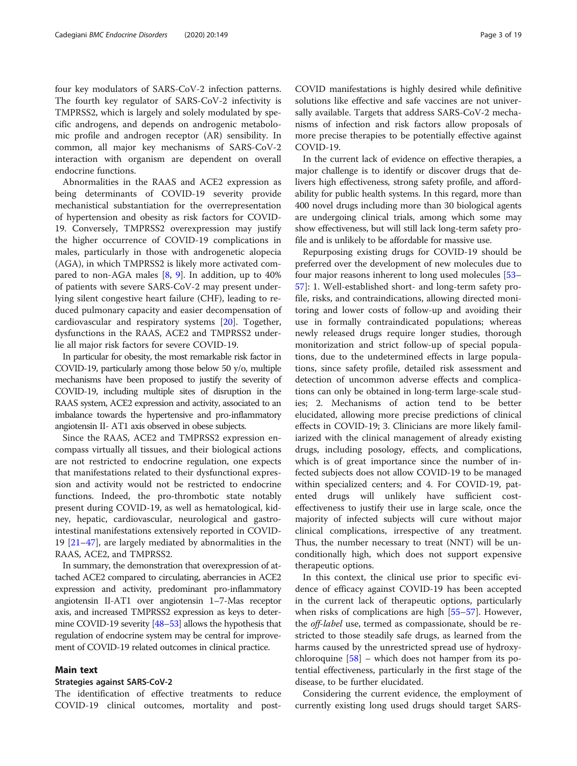four key modulators of SARS-CoV-2 infection patterns. The fourth key regulator of SARS-CoV-2 infectivity is TMPRSS2, which is largely and solely modulated by specific androgens, and depends on androgenic metabolomic profile and androgen receptor (AR) sensibility. In common, all major key mechanisms of SARS-CoV-2 interaction with organism are dependent on overall endocrine functions.

Abnormalities in the RAAS and ACE2 expression as being determinants of COVID-19 severity provide mechanistical substantiation for the overrepresentation of hypertension and obesity as risk factors for COVID-19. Conversely, TMPRSS2 overexpression may justify the higher occurrence of COVID-19 complications in males, particularly in those with androgenetic alopecia (AGA), in which TMPRSS2 is likely more activated compared to non-AGA males [8, 9]. In addition, up to 40% of patients with severe SARS-CoV-2 may present underlying silent congestive heart failure (CHF), leading to reduced pulmonary capacity and easier decompensation of cardiovascular and respiratory systems [20]. Together, dysfunctions in the RAAS, ACE2 and TMPRSS2 underlie all major risk factors for severe COVID-19.

In particular for obesity, the most remarkable risk factor in COVID-19, particularly among those below 50 y/o, multiple mechanisms have been proposed to justify the severity of COVID-19, including multiple sites of disruption in the RAAS system, ACE2 expression and activity, associated to an imbalance towards the hypertensive and pro-inflammatory angiotensin II- AT1 axis observed in obese subjects.

Since the RAAS, ACE2 and TMPRSS2 expression encompass virtually all tissues, and their biological actions are not restricted to endocrine regulation, one expects that manifestations related to their dysfunctional expression and activity would not be restricted to endocrine functions. Indeed, the pro-thrombotic state notably present during COVID-19, as well as hematological, kidney, hepatic, cardiovascular, neurological and gastrointestinal manifestations extensively reported in COVID-19 [21–47], are largely mediated by abnormalities in the RAAS, ACE2, and TMPRSS2.

In summary, the demonstration that overexpression of attached ACE2 compared to circulating, aberrancies in ACE2 expression and activity, predominant pro-inflammatory angiotensin II-AT1 over angiotensin 1–7-Mas receptor axis, and increased TMPRSS2 expression as keys to determine COVID-19 severity [48–53] allows the hypothesis that regulation of endocrine system may be central for improvement of COVID-19 related outcomes in clinical practice.

## Main text

### Strategies against SARS-CoV-2

The identification of effective treatments to reduce COVID-19 clinical outcomes, mortality and post-COVID manifestations is highly desired while definitive solutions like effective and safe vaccines are not universally available. Targets that address SARS-CoV-2 mechanisms of infection and risk factors allow proposals of more precise therapies to be potentially effective against COVID-19.

In the current lack of evidence on effective therapies, a major challenge is to identify or discover drugs that delivers high effectiveness, strong safety profile, and affordability for public health systems. In this regard, more than 400 novel drugs including more than 30 biological agents are undergoing clinical trials, among which some may show effectiveness, but will still lack long-term safety profile and is unlikely to be affordable for massive use.

Repurposing existing drugs for COVID-19 should be preferred over the development of new molecules due to four major reasons inherent to long used molecules [53–57]: 1. Well-established short- and long-term safety profile, risks, and contraindications, allowing directed monitoring and lower costs of follow-up and avoiding their use in formally contraindicated populations; whereas newly released drugs require longer studies, thorough monitorization and strict follow-up of special populations, due to the undetermined effects in large populations, since safety profile, detailed risk assessment and detection of uncommon adverse effects and complications can only be obtained in long-term large-scale studies; 2. Mechanisms of action tend to be better elucidated, allowing more precise predictions of clinical effects in COVID-19; 3. Clinicians are more likely familiarized with the clinical management of already existing drugs, including posology, effects, and complications, which is of great importance since the number of infected subjects does not allow COVID-19 to be managed within specialized centers; and 4. For COVID-19, patented drugs will unlikely have sufficient cost-effectiveness to justify their use in large scale, once the majority of infected subjects will cure without major clinical complications, irrespective of any treatment. Thus, the number necessary to treat (NNT) will be unconditionally high, which does not support expensive therapeutic options.

In this context, the clinical use prior to specific evidence of efficacy against COVID-19 has been accepted in the current lack of therapeutic options, particularly when risks of complications are high [55–57]. However, the *off-label* use, termed as compassionate, should be restricted to those steadily safe drugs, as learned from the harms caused by the unrestricted spread use of hydroxychloroquine [58] – which does not hamper from its potential effectiveness, particularly in the first stage of the disease, to be further elucidated.

Considering the current evidence, the employment of currently existing long used drugs should target SARS-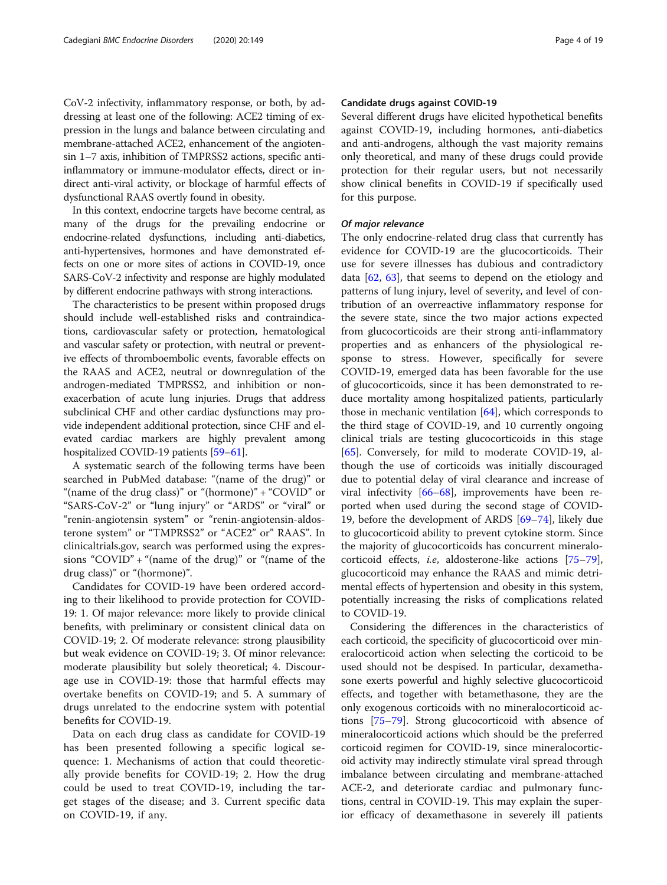CoV-2 infectivity, inflammatory response, or both, by addressing at least one of the following: ACE2 timing of expression in the lungs and balance between circulating and membrane-attached ACE2, enhancement of the angiotensin 1–7 axis, inhibition of TMPRSS2 actions, specific anti-inflammatory or immune-modulator effects, direct or indirect anti-viral activity, or blockage of harmful effects of dysfunctional RAAS overtly found in obesity.

In this context, endocrine targets have become central, as many of the drugs for the prevailing endocrine or endocrine-related dysfunctions, including anti-diabetics, anti-hypertensives, hormones and have demonstrated effects on one or more sites of actions in COVID-19, once SARS-CoV-2 infectivity and response are highly modulated by different endocrine pathways with strong interactions.

The characteristics to be present within proposed drugs should include well-established risks and contraindications, cardiovascular safety or protection, hematological and vascular safety or protection, with neutral or preventive effects of thromboembolic events, favorable effects on the RAAS and ACE2, neutral or downregulation of the androgen-mediated TMPRSS2, and inhibition or non-exacerbation of acute lung injuries. Drugs that address subclinical CHF and other cardiac dysfunctions may provide independent additional protection, since CHF and elevated cardiac markers are highly prevalent among hospitalized COVID-19 patients [59–61].

A systematic search of the following terms have been searched in PubMed database: "(name of the drug)" or "(name of the drug class)" or "(hormone)" + "COVID" or "SARS-CoV-2" or "lung injury" or "ARDS" or "viral" or "renin-angiotensin system" or "renin-angiotensin-aldosterone system" or "TMPRSS2" or "ACE2" or" RAAS". In clinicaltrials.gov, search was performed using the expressions "COVID" + "(name of the drug)" or "(name of the drug class)" or "(hormone)".

Candidates for COVID-19 have been ordered according to their likelihood to provide protection for COVID-19: 1. Of major relevance: more likely to provide clinical benefits, with preliminary or consistent clinical data on COVID-19; 2. Of moderate relevance: strong plausibility but weak evidence on COVID-19; 3. Of minor relevance: moderate plausibility but solely theoretical; 4. Discourage use in COVID-19: those that harmful effects may overtake benefits on COVID-19; and 5. A summary of drugs unrelated to the endocrine system with potential benefits for COVID-19.

Data on each drug class as candidate for COVID-19 has been presented following a specific logical sequence: 1. Mechanisms of action that could theoretically provide benefits for COVID-19; 2. How the drug could be used to treat COVID-19, including the target stages of the disease; and 3. Current specific data on COVID-19, if any.

## Candidate drugs against COVID-19

Several different drugs have elicited hypothetical benefits against COVID-19, including hormones, anti-diabetics and anti-androgens, although the vast majority remains only theoretical, and many of these drugs could provide protection for their regular users, but not necessarily show clinical benefits in COVID-19 if specifically used for this purpose.

### *Of major relevance*

The only endocrine-related drug class that currently has evidence for COVID-19 are the glucocorticoids. Their use for severe illnesses has dubious and contradictory data [62, 63], that seems to depend on the etiology and patterns of lung injury, level of severity, and level of contribution of an overreactive inflammatory response for the severe state, since the two major actions expected from glucocorticoids are their strong anti-inflammatory properties and as enhancers of the physiological response to stress. However, specifically for severe COVID-19, emerged data has been favorable for the use of glucocorticoids, since it has been demonstrated to reduce mortality among hospitalized patients, particularly those in mechanic ventilation [64], which corresponds to the third stage of COVID-19, and 10 currently ongoing clinical trials are testing glucocorticoids in this stage [65]. Conversely, for mild to moderate COVID-19, although the use of corticoids was initially discouraged due to potential delay of viral clearance and increase of viral infectivity [66–68], improvements have been reported when used during the second stage of COVID-19, before the development of ARDS [69–74], likely due to glucocorticoid ability to prevent cytokine storm. Since the majority of glucocorticoids has concurrent mineralocorticoid effects, *i.e*, aldosterone-like actions [75–79], glucocorticoid may enhance the RAAS and mimic detrimental effects of hypertension and obesity in this system, potentially increasing the risks of complications related to COVID-19.

Considering the differences in the characteristics of each corticoid, the specificity of glucocorticoid over mineralocorticoid action when selecting the corticoid to be used should not be despised. In particular, dexamethasone exerts powerful and highly selective glucocorticoid effects, and together with betamethasone, they are the only exogenous corticoids with no mineralocorticoid actions [75–79]. Strong glucocorticoid with absence of mineralocorticoid actions which should be the preferred corticoid regimen for COVID-19, since mineralocorticoid activity may indirectly stimulate viral spread through imbalance between circulating and membrane-attached ACE-2, and deteriorate cardiac and pulmonary functions, central in COVID-19. This may explain the superior efficacy of dexamethasone in severely ill patients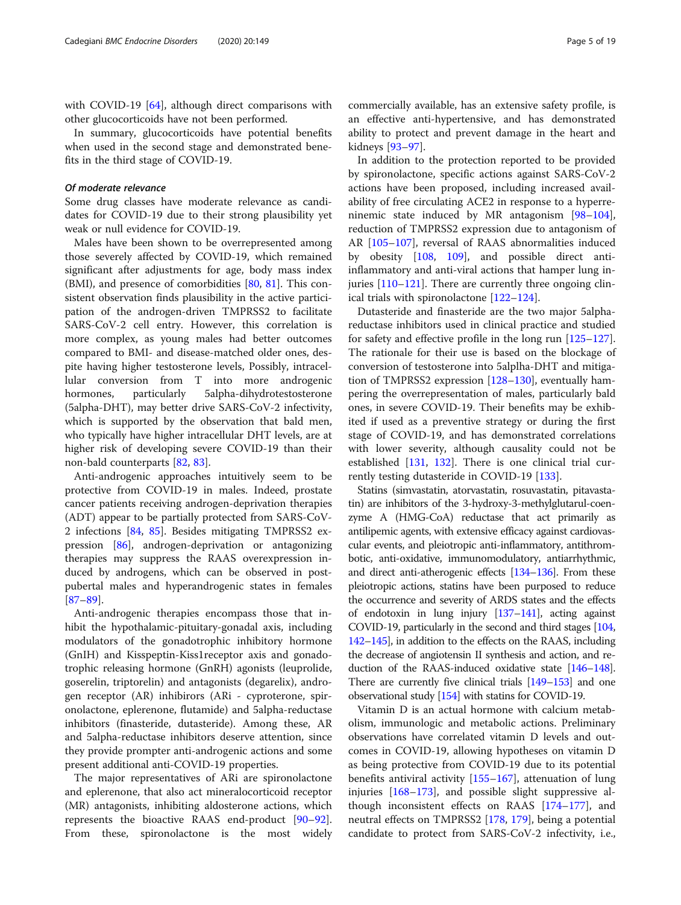with COVID-19 [64], although direct comparisons with other glucocorticoids have not been performed.

In summary, glucocorticoids have potential benefits when used in the second stage and demonstrated benefits in the third stage of COVID-19.

#### *Of moderate relevance*

Some drug classes have moderate relevance as candidates for COVID-19 due to their strong plausibility yet weak or null evidence for COVID-19.

Males have been shown to be overrepresented among those severely affected by COVID-19, which remained significant after adjustments for age, body mass index (BMI), and presence of comorbidities [80, 81]. This consistent observation finds plausibility in the active participation of the androgen-driven TMPRSS2 to facilitate SARS-CoV-2 cell entry. However, this correlation is more complex, as young males had better outcomes compared to BMI- and disease-matched older ones, despite having higher testosterone levels, Possibly, intracellular conversion from T into more androgenic hormones, particularly 5alpha-dihydrotestosterone (5alpha-DHT), may better drive SARS-CoV-2 infectivity, which is supported by the observation that bald men, who typically have higher intracellular DHT levels, are at higher risk of developing severe COVID-19 than their non-bald counterparts [82, 83].

Anti-androgenic approaches intuitively seem to be protective from COVID-19 in males. Indeed, prostate cancer patients receiving androgen-deprivation therapies (ADT) appear to be partially protected from SARS-CoV-2 infections [84, 85]. Besides mitigating TMPRSS2 expression [86], androgen-deprivation or antagonizing therapies may suppress the RAAS overexpression induced by androgens, which can be observed in post-pubertal males and hyperandrogenic states in females [87–89].

Anti-androgenic therapies encompass those that inhibit the hypothalamic-pituitary-gonadal axis, including modulators of the gonadotrophic inhibitory hormone (GnIH) and Kisspeptin-Kiss1receptor axis and gonadotrophic releasing hormone (GnRH) agonists (leuprolide, goserelin, triptorelin) and antagonists (degarelix), androgen receptor (AR) inhibirors (ARi - cyproterone, spironolactone, eplerenone, flutamide) and 5alpha-reductase inhibitors (finasteride, dutasteride). Among these, AR and 5alpha-reductase inhibitors deserve attention, since they provide prompter anti-androgenic actions and some present additional anti-COVID-19 properties.

The major representatives of ARi are spironolactone and eplerenone, that also act mineralocorticoid receptor (MR) antagonists, inhibiting aldosterone actions, which represents the bioactive RAAS end-product [90–92]. From these, spironolactone is the most widely commercially available, has an extensive safety profile, is an effective anti-hypertensive, and has demonstrated ability to protect and prevent damage in the heart and kidneys [93–97].

In addition to the protection reported to be provided by spironolactone, specific actions against SARS-CoV-2 actions have been proposed, including increased availability of free circulating ACE2 in response to a hyperreninemic state induced by MR antagonism [98–104], reduction of TMPRSS2 expression due to antagonism of AR [105–107], reversal of RAAS abnormalities induced by obesity [108, 109], and possible direct anti-inflammatory and anti-viral actions that hamper lung injuries [110–121]. There are currently three ongoing clinical trials with spironolactone [122–124].

Dutasteride and finasteride are the two major 5alpha-reductase inhibitors used in clinical practice and studied for safety and effective profile in the long run [125–127]. The rationale for their use is based on the blockage of conversion of testosterone into 5alplha-DHT and mitigation of TMPRSS2 expression [128–130], eventually hampering the overrepresentation of males, particularly bald ones, in severe COVID-19. Their benefits may be exhibited if used as a preventive strategy or during the first stage of COVID-19, and has demonstrated correlations with lower severity, although causality could not be established [131, 132]. There is one clinical trial currently testing dutasteride in COVID-19 [133].

Statins (simvastatin, atorvastatin, rosuvastatin, pitavastatin) are inhibitors of the 3-hydroxy-3-methylglutarul-coenzyme A (HMG-CoA) reductase that act primarily as antilipemic agents, with extensive efficacy against cardiovascular events, and pleiotropic anti-inflammatory, antithrombotic, anti-oxidative, immunomodulatory, antiarrhythmic, and direct anti-atherogenic effects [134–136]. From these pleiotropic actions, statins have been purposed to reduce the occurrence and severity of ARDS states and the effects of endotoxin in lung injury [137–141], acting against COVID-19, particularly in the second and third stages [104, 142–145], in addition to the effects on the RAAS, including the decrease of angiotensin II synthesis and action, and reduction of the RAAS-induced oxidative state [146–148]. There are currently five clinical trials [149–153] and one observational study [154] with statins for COVID-19.

Vitamin D is an actual hormone with calcium metabolism, immunologic and metabolic actions. Preliminary observations have correlated vitamin D levels and outcomes in COVID-19, allowing hypotheses on vitamin D as being protective from COVID-19 due to its potential benefits antiviral activity [155–167], attenuation of lung injuries [168–173], and possible slight suppressive although inconsistent effects on RAAS [174–177], and neutral effects on TMPRSS2 [178, 179], being a potential candidate to protect from SARS-CoV-2 infectivity, i.e.,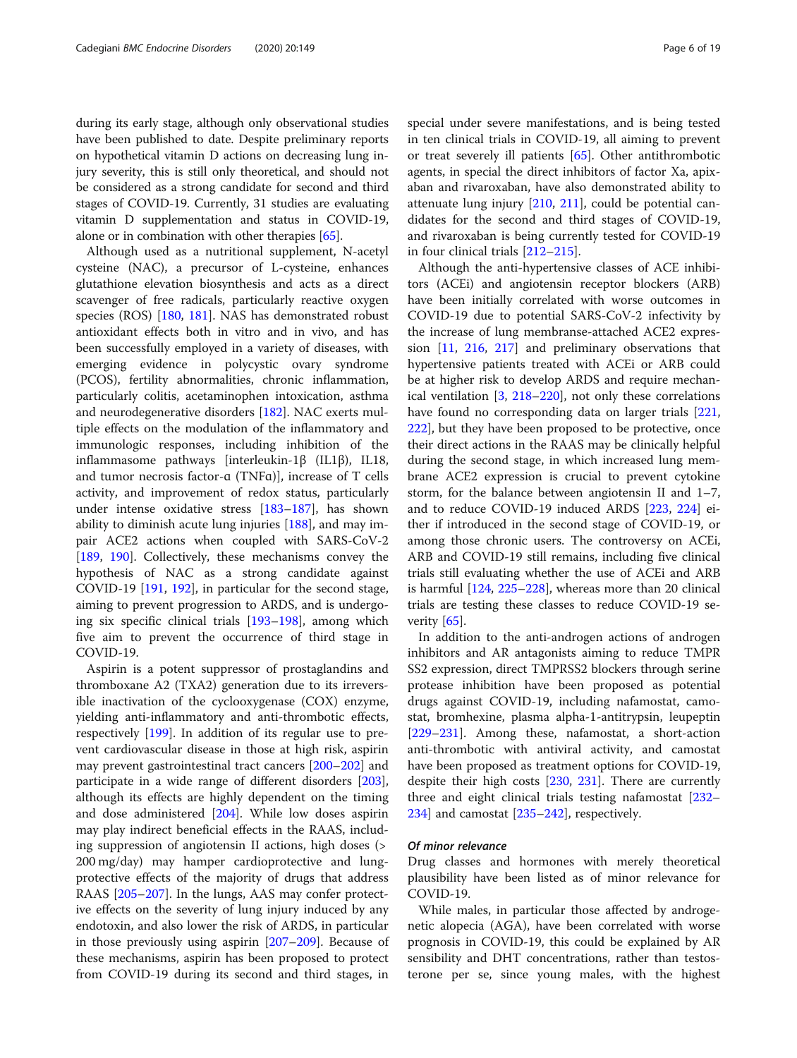during its early stage, although only observational studies have been published to date. Despite preliminary reports on hypothetical vitamin D actions on decreasing lung injury severity, this is still only theoretical, and should not be considered as a strong candidate for second and third stages of COVID-19. Currently, 31 studies are evaluating vitamin D supplementation and status in COVID-19, alone or in combination with other therapies [65].

Although used as a nutritional supplement, N-acetyl cysteine (NAC), a precursor of L-cysteine, enhances glutathione elevation biosynthesis and acts as a direct scavenger of free radicals, particularly reactive oxygen species (ROS) [180, 181]. NAS has demonstrated robust antioxidant effects both in vitro and in vivo, and has been successfully employed in a variety of diseases, with emerging evidence in polycystic ovary syndrome (PCOS), fertility abnormalities, chronic inflammation, particularly colitis, acetaminophen intoxication, asthma and neurodegenerative disorders [182]. NAC exerts multiple effects on the modulation of the inflammatory and immunologic responses, including inhibition of the inflammasome pathways [interleukin-1β (IL1β), IL18, and tumor necrosis factor-α (TNFα)], increase of T cells activity, and improvement of redox status, particularly under intense oxidative stress [183–187], has shown ability to diminish acute lung injuries [188], and may impair ACE2 actions when coupled with SARS-CoV-2 [189, 190]. Collectively, these mechanisms convey the hypothesis of NAC as a strong candidate against COVID-19 [191, 192], in particular for the second stage, aiming to prevent progression to ARDS, and is undergoing six specific clinical trials [193–198], among which five aim to prevent the occurrence of third stage in COVID-19.

Aspirin is a potent suppressor of prostaglandins and thromboxane A2 (TXA2) generation due to its irreversible inactivation of the cyclooxygenase (COX) enzyme, yielding anti-inflammatory and anti-thrombotic effects, respectively [199]. In addition of its regular use to prevent cardiovascular disease in those at high risk, aspirin may prevent gastrointestinal tract cancers [200–202] and participate in a wide range of different disorders [203], although its effects are highly dependent on the timing and dose administered [204]. While low doses aspirin may play indirect beneficial effects in the RAAS, including suppression of angiotensin II actions, high doses (> 200 mg/day) may hamper cardioprotective and lung-protective effects of the majority of drugs that address RAAS [205–207]. In the lungs, AAS may confer protective effects on the severity of lung injury induced by any endotoxin, and also lower the risk of ARDS, in particular in those previously using aspirin [207–209]. Because of these mechanisms, aspirin has been proposed to protect from COVID-19 during its second and third stages, in special under severe manifestations, and is being tested in ten clinical trials in COVID-19, all aiming to prevent or treat severely ill patients [65]. Other antithrombotic agents, in special the direct inhibitors of factor Xa, apixaban and rivaroxaban, have also demonstrated ability to attenuate lung injury [210, 211], could be potential candidates for the second and third stages of COVID-19, and rivaroxaban is being currently tested for COVID-19 in four clinical trials [212–215].

Although the anti-hypertensive classes of ACE inhibitors (ACEi) and angiotensin receptor blockers (ARB) have been initially correlated with worse outcomes in COVID-19 due to potential SARS-CoV-2 infectivity by the increase of lung membrane-attached ACE2 expression [11, 216, 217] and preliminary observations that hypertensive patients treated with ACEi or ARB could be at higher risk to develop ARDS and require mechanical ventilation [3, 218–220], not only these correlations have found no corresponding data on larger trials [221, 222], but they have been proposed to be protective, once their direct actions in the RAAS may be clinically helpful during the second stage, in which increased lung membrane ACE2 expression is crucial to prevent cytokine storm, for the balance between angiotensin II and 1–7, and to reduce COVID-19 induced ARDS [223, 224] either if introduced in the second stage of COVID-19, or among those chronic users. The controversy on ACEi, ARB and COVID-19 still remains, including five clinical trials still evaluating whether the use of ACEi and ARB is harmful [124, 225–228], whereas more than 20 clinical trials are testing these classes to reduce COVID-19 severity [65].

In addition to the anti-androgen actions of androgen inhibitors and AR antagonists aiming to reduce TMPRSS2 expression, direct TMPRSS2 blockers through serine protease inhibition have been proposed as potential drugs against COVID-19, including nafamostat, camostat, bromhexine, plasma alpha-1-antitrypsin, leupeptin [229–231]. Among these, nafamostat, a short-action anti-thrombotic with antiviral activity, and camostat have been proposed as treatment options for COVID-19, despite their high costs [230, 231]. There are currently three and eight clinical trials testing nafamostat [232–234] and camostat [235–242], respectively.

#### *Of minor relevance*

Drug classes and hormones with merely theoretical plausibility have been listed as of minor relevance for COVID-19.

While males, in particular those affected by androgenetic alopecia (AGA), have been correlated with worse prognosis in COVID-19, this could be explained by AR sensibility and DHT concentrations, rather than testosterone per se, since young males, with the highest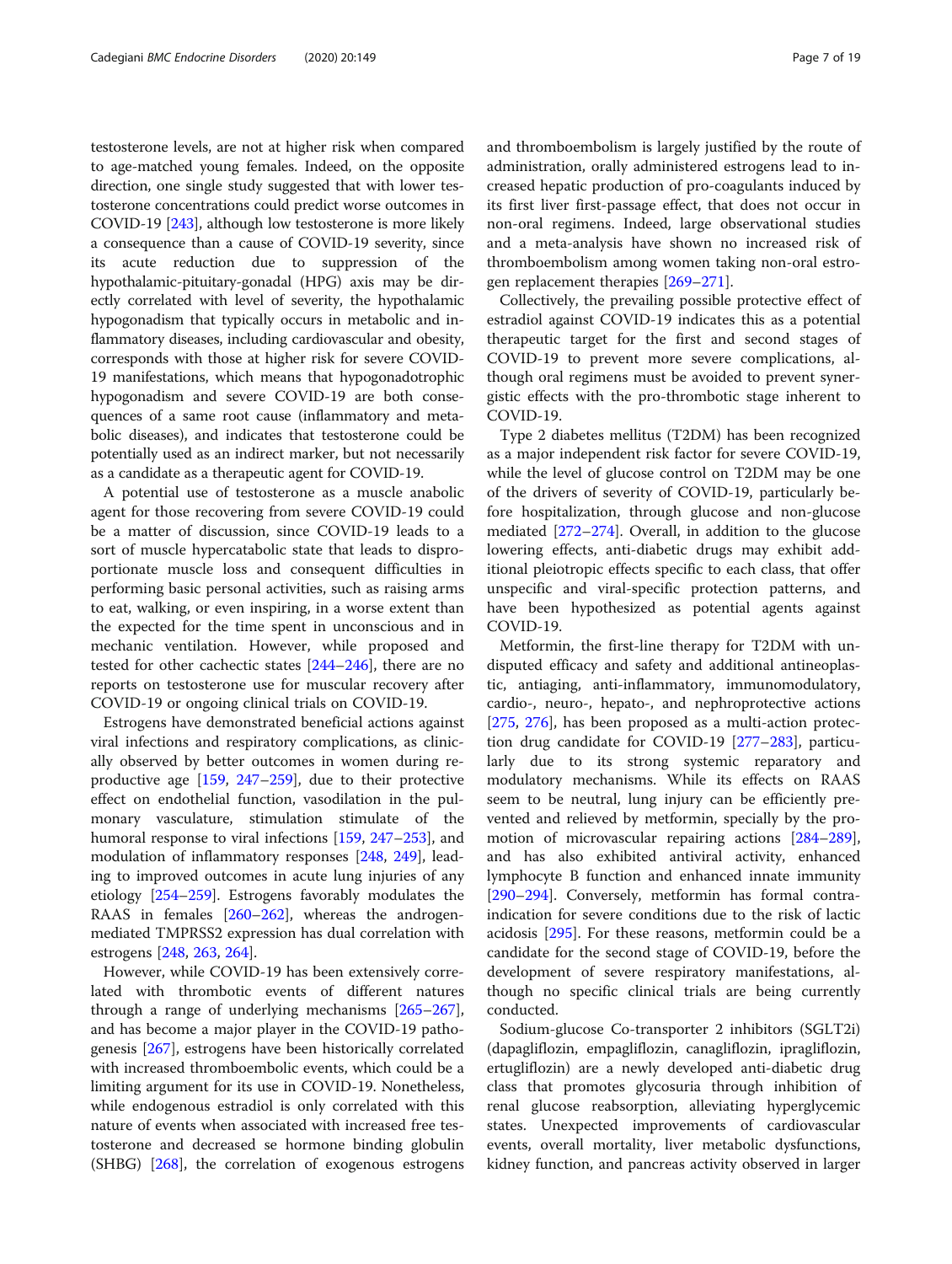testosterone levels, are not at higher risk when compared to age-matched young females. Indeed, on the opposite direction, one single study suggested that with lower testosterone concentrations could predict worse outcomes in COVID-19 [243], although low testosterone is more likely a consequence than a cause of COVID-19 severity, since its acute reduction due to suppression of the hypothalamic-pituitary-gonadal (HPG) axis may be directly correlated with level of severity, the hypothalamic hypogonadism that typically occurs in metabolic and inflammatory diseases, including cardiovascular and obesity, corresponds with those at higher risk for severe COVID-19 manifestations, which means that hypogonadotrophic hypogonadism and severe COVID-19 are both consequences of a same root cause (inflammatory and metabolic diseases), and indicates that testosterone could be potentially used as an indirect marker, but not necessarily as a candidate as a therapeutic agent for COVID-19.

A potential use of testosterone as a muscle anabolic agent for those recovering from severe COVID-19 could be a matter of discussion, since COVID-19 leads to a sort of muscle hypercatabolic state that leads to disproportionate muscle loss and consequent difficulties in performing basic personal activities, such as raising arms to eat, walking, or even inspiring, in a worse extent than the expected for the time spent in unconscious and in mechanic ventilation. However, while proposed and tested for other cachectic states [244–246], there are no reports on testosterone use for muscular recovery after COVID-19 or ongoing clinical trials on COVID-19.

Estrogens have demonstrated beneficial actions against viral infections and respiratory complications, as clinically observed by better outcomes in women during reproductive age [159, 247–259], due to their protective effect on endothelial function, vasodilation in the pulmonary vasculature, stimulation stimulate of the humoral response to viral infections [159, 247–253], and modulation of inflammatory responses [248, 249], leading to improved outcomes in acute lung injuries of any etiology [254–259]. Estrogens favorably modulates the RAAS in females [260–262], whereas the androgen-mediated TMPRSS2 expression has dual correlation with estrogens [248, 263, 264].

However, while COVID-19 has been extensively correlated with thrombotic events of different natures through a range of underlying mechanisms [265–267], and has become a major player in the COVID-19 pathogenesis [267], estrogens have been historically correlated with increased thromboembolic events, which could be a limiting argument for its use in COVID-19. Nonetheless, while endogenous estradiol is only correlated with this nature of events when associated with increased free testosterone and decreased se hormone binding globulin (SHBG) [268], the correlation of exogenous estrogens and thromboembolism is largely justified by the route of administration, orally administered estrogens lead to increased hepatic production of pro-coagulants induced by its first liver first-passage effect, that does not occur in non-oral regimens. Indeed, large observational studies and a meta-analysis have shown no increased risk of thromboembolism among women taking non-oral estrogen replacement therapies [269–271].

Collectively, the prevailing possible protective effect of estradiol against COVID-19 indicates this as a potential therapeutic target for the first and second stages of COVID-19 to prevent more severe complications, although oral regimens must be avoided to prevent synergistic effects with the pro-thrombotic stage inherent to COVID-19.

Type 2 diabetes mellitus (T2DM) has been recognized as a major independent risk factor for severe COVID-19, while the level of glucose control on T2DM may be one of the drivers of severity of COVID-19, particularly before hospitalization, through glucose and non-glucose mediated [272–274]. Overall, in addition to the glucose lowering effects, anti-diabetic drugs may exhibit additional pleiotropic effects specific to each class, that offer unspecific and viral-specific protection patterns, and have been hypothesized as potential agents against COVID-19.

Metformin, the first-line therapy for T2DM with undisputed efficacy and safety and additional antineoplastic, antiaging, anti-inflammatory, immunomodulatory, cardio-, neuro-, hepato-, and nephroprotective actions [275, 276], has been proposed as a multi-action protection drug candidate for COVID-19 [277–283], particularly due to its strong systemic reparatory and modulatory mechanisms. While its effects on RAAS seem to be neutral, lung injury can be efficiently prevented and relieved by metformin, specially by the promotion of microvascular repairing actions [284–289], and has also exhibited antiviral activity, enhanced lymphocyte B function and enhanced innate immunity [290–294]. Conversely, metformin has formal contraindication for severe conditions due to the risk of lactic acidosis [295]. For these reasons, metformin could be a candidate for the second stage of COVID-19, before the development of severe respiratory manifestations, although no specific clinical trials are currently conducted.

Sodium-glucose Co-transporter 2 inhibitors (SGLT2i) (dapagliflozin, empagliflozin, canagliflozin, ipragliflozin, ertugliflozin) are a newly developed anti-diabetic drug class that promotes glycosuria through inhibition of renal glucose reabsorption, alleviating hyperglycemic states. Unexpected improvements of cardiovascular events, overall mortality, liver metabolic dysfunctions, kidney function, and pancreas activity observed in larger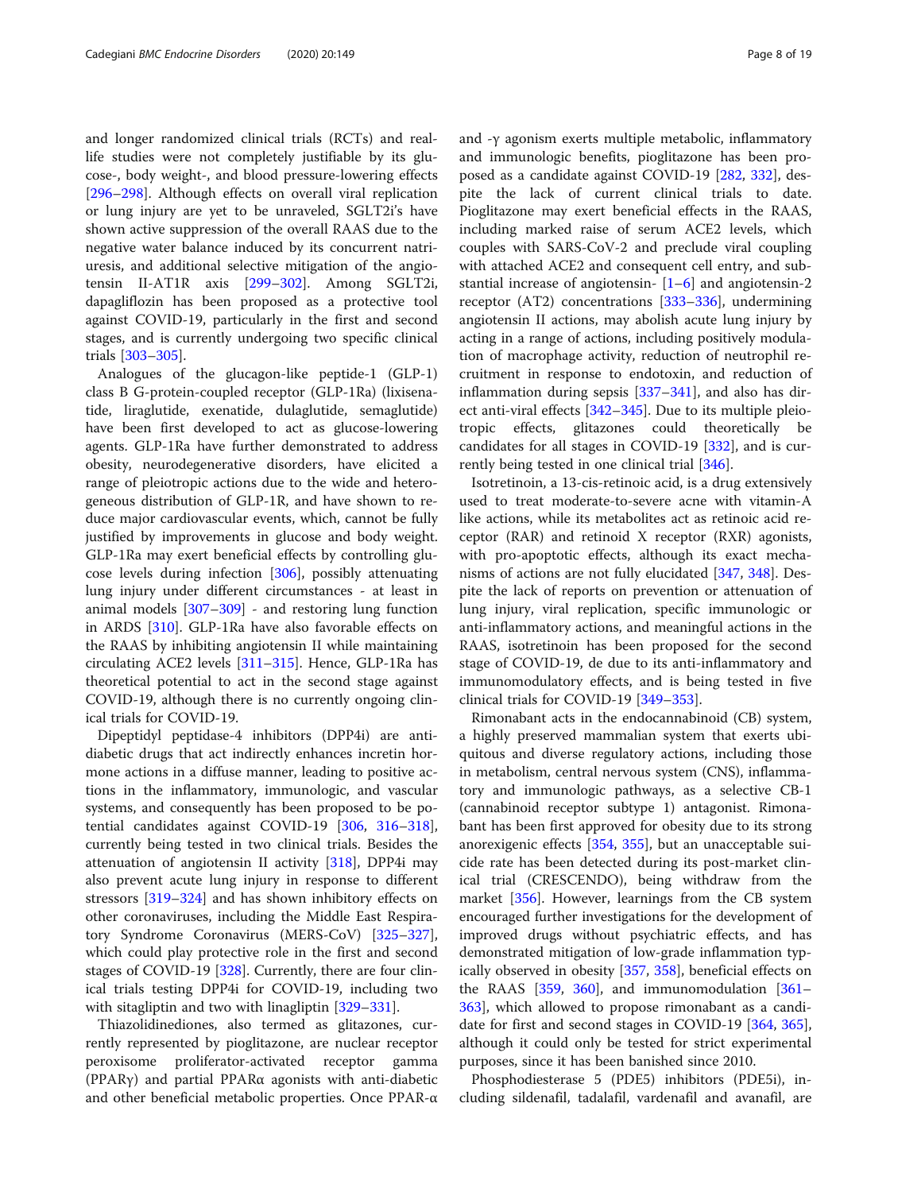and longer randomized clinical trials (RCTs) and real-life studies were not completely justifiable by its glucose-, body weight-, and blood pressure-lowering effects [296–298]. Although effects on overall viral replication or lung injury are yet to be unraveled, SGLT2i's have shown active suppression of the overall RAAS due to the negative water balance induced by its concurrent natriuresis, and additional selective mitigation of the angiotensin II-AT1R axis [299–302]. Among SGLT2i, dapagliflozin has been proposed as a protective tool against COVID-19, particularly in the first and second stages, and is currently undergoing two specific clinical trials [303–305].

Analogues of the glucagon-like peptide-1 (GLP-1) class B G-protein-coupled receptor (GLP-1Ra) (lixisenatide, liraglutide, exenatide, dulaglutide, semaglutide) have been first developed to act as glucose-lowering agents. GLP-1Ra have further demonstrated to address obesity, neurodegenerative disorders, have elicited a range of pleiotropic actions due to the wide and heterogeneous distribution of GLP-1R, and have shown to reduce major cardiovascular events, which, cannot be fully justified by improvements in glucose and body weight. GLP-1Ra may exert beneficial effects by controlling glucose levels during infection [306], possibly attenuating lung injury under different circumstances - at least in animal models [307–309] - and restoring lung function in ARDS [310]. GLP-1Ra have also favorable effects on the RAAS by inhibiting angiotensin II while maintaining circulating ACE2 levels [311–315]. Hence, GLP-1Ra has theoretical potential to act in the second stage against COVID-19, although there is no currently ongoing clinical trials for COVID-19.

Dipeptidyl peptidase-4 inhibitors (DPP4i) are anti-diabetic drugs that act indirectly enhances incretin hormone actions in a diffuse manner, leading to positive actions in the inflammatory, immunologic, and vascular systems, and consequently has been proposed to be potential candidates against COVID-19 [306, 316–318], currently being tested in two clinical trials. Besides the attenuation of angiotensin II activity [318], DPP4i may also prevent acute lung injury in response to different stressors [319–324] and has shown inhibitory effects on other coronaviruses, including the Middle East Respiratory Syndrome Coronavirus (MERS-CoV) [325–327], which could play protective role in the first and second stages of COVID-19 [328]. Currently, there are four clinical trials testing DPP4i for COVID-19, including two with sitagliptin and two with linagliptin [329–331].

Thiazolidinediones, also termed as glitazones, currently represented by pioglitazone, are nuclear receptor peroxisome proliferator-activated receptor gamma (PPARγ) and partial PPARα agonists with anti-diabetic and other beneficial metabolic properties. Once PPAR-α and -γ agonism exerts multiple metabolic, inflammatory and immunologic benefits, pioglitazone has been proposed as a candidate against COVID-19 [282, 332], despite the lack of current clinical trials to date. Pioglitazone may exert beneficial effects in the RAAS, including marked raise of serum ACE2 levels, which couples with SARS-CoV-2 and preclude viral coupling with attached ACE2 and consequent cell entry, and substantial increase of angiotensin- [1–6] and angiotensin-2 receptor (AT2) concentrations [333–336], undermining angiotensin II actions, may abolish acute lung injury by acting in a range of actions, including positively modulation of macrophage activity, reduction of neutrophil recruitment in response to endotoxin, and reduction of inflammation during sepsis [337–341], and also has direct anti-viral effects [342–345]. Due to its multiple pleiotropic effects, glitazones could theoretically be candidates for all stages in COVID-19 [332], and is currently being tested in one clinical trial [346].

Isotretinoin, a 13-cis-retinoic acid, is a drug extensively used to treat moderate-to-severe acne with vitamin-A like actions, while its metabolites act as retinoic acid receptor (RAR) and retinoid X receptor (RXR) agonists, with pro-apoptotic effects, although its exact mechanisms of actions are not fully elucidated [347, 348]. Despite the lack of reports on prevention or attenuation of lung injury, viral replication, specific immunologic or anti-inflammatory actions, and meaningful actions in the RAAS, isotretinoin has been proposed for the second stage of COVID-19, de due to its anti-inflammatory and immunomodulatory effects, and is being tested in five clinical trials for COVID-19 [349–353].

Rimonabant acts in the endocannabinoid (CB) system, a highly preserved mammalian system that exerts ubiquitous and diverse regulatory actions, including those in metabolism, central nervous system (CNS), inflammatory and immunologic pathways, as a selective CB-1 (cannabinoid receptor subtype 1) antagonist. Rimonabant has been first approved for obesity due to its strong anorexigenic effects [354, 355], but an unacceptable suicide rate has been detected during its post-market clinical trial (CRESCENDO), being withdraw from the market [356]. However, learnings from the CB system encouraged further investigations for the development of improved drugs without psychiatric effects, and has demonstrated mitigation of low-grade inflammation typically observed in obesity [357, 358], beneficial effects on the RAAS [359, 360], and immunomodulation [361–363], which allowed to propose rimonabant as a candidate for first and second stages in COVID-19 [364, 365], although it could only be tested for strict experimental purposes, since it has been banished since 2010.

Phosphodiesterase 5 (PDE5) inhibitors (PDE5i), including sildenafil, tadalafil, vardenafil and avanafil, are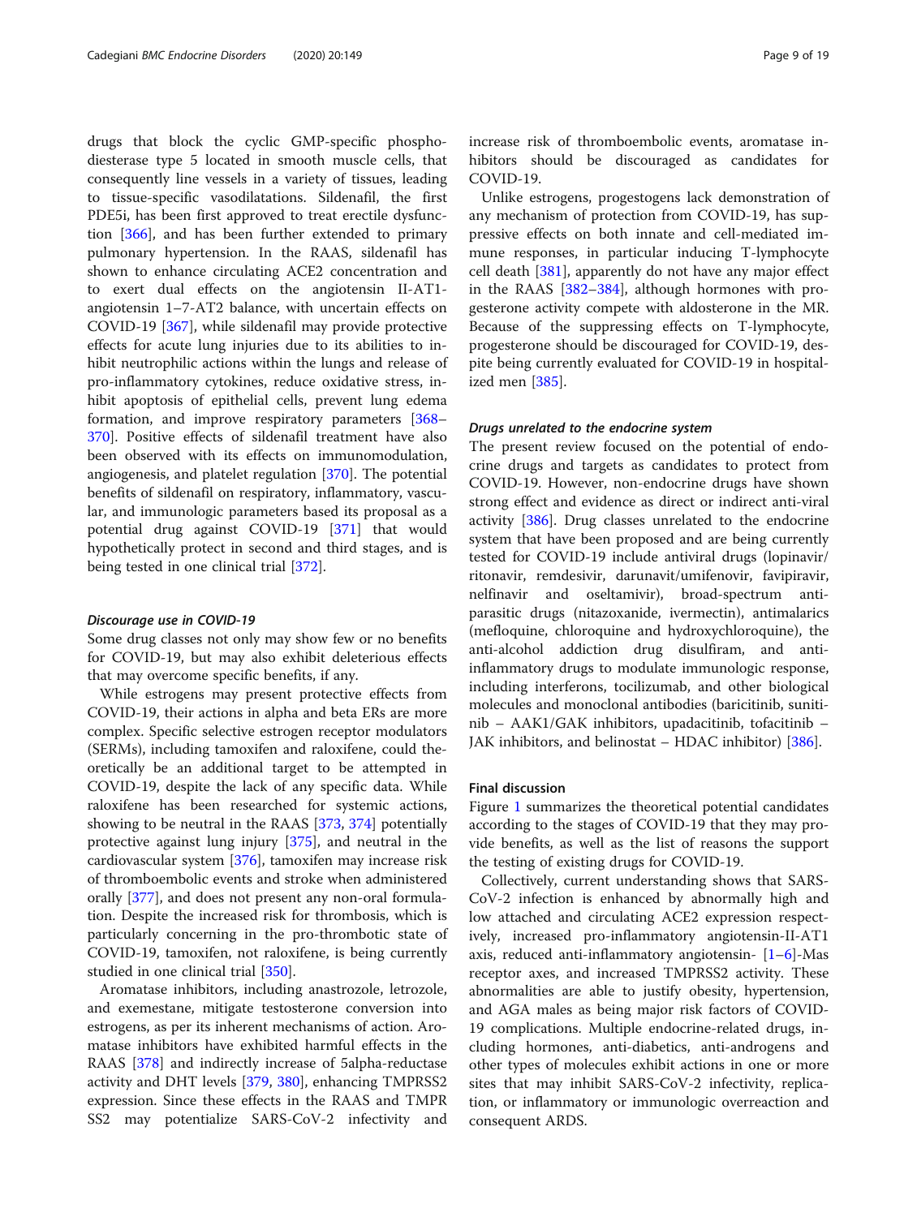drugs that block the cyclic GMP-specific phosphodiesterase type 5 located in smooth muscle cells, that consequently line vessels in a variety of tissues, leading to tissue-specific vasodilatations. Sildenafil, the first PDE5i, has been first approved to treat erectile dysfunction [366], and has been further extended to primary pulmonary hypertension. In the RAAS, sildenafil has shown to enhance circulating ACE2 concentration and to exert dual effects on the angiotensin II-AT1-angiotensin 1–7-AT2 balance, with uncertain effects on COVID-19 [367], while sildenafil may provide protective effects for acute lung injuries due to its abilities to inhibit neutrophilic actions within the lungs and release of pro-inflammatory cytokines, reduce oxidative stress, inhibit apoptosis of epithelial cells, prevent lung edema formation, and improve respiratory parameters [368–370]. Positive effects of sildenafil treatment have also been observed with its effects on immunomodulation, angiogenesis, and platelet regulation [370]. The potential benefits of sildenafil on respiratory, inflammatory, vascular, and immunologic parameters based its proposal as a potential drug against COVID-19 [371] that would hypothetically protect in second and third stages, and is being tested in one clinical trial [372].

### *Discourage use in COVID-19*

Some drug classes not only may show few or no benefits for COVID-19, but may also exhibit deleterious effects that may overcome specific benefits, if any.

While estrogens may present protective effects from COVID-19, their actions in alpha and beta ERs are more complex. Specific selective estrogen receptor modulators (SERMs), including tamoxifen and raloxifene, could theoretically be an additional target to be attempted in COVID-19, despite the lack of any specific data. While raloxifene has been researched for systemic actions, showing to be neutral in the RAAS [373, 374] potentially protective against lung injury [375], and neutral in the cardiovascular system [376], tamoxifen may increase risk of thromboembolic events and stroke when administered orally [377], and does not present any non-oral formulation. Despite the increased risk for thrombosis, which is particularly concerning in the pro-thrombotic state of COVID-19, tamoxifen, not raloxifene, is being currently studied in one clinical trial [350].

Aromatase inhibitors, including anastrozole, letrozole, and exemestane, mitigate testosterone conversion into estrogens, as per its inherent mechanisms of action. Aromatase inhibitors have exhibited harmful effects in the RAAS [378] and indirectly increase of 5alpha-reductase activity and DHT levels [379, 380], enhancing TMPRSS2 expression. Since these effects in the RAAS and TMPRSS2 may potentialize SARS-CoV-2 infectivity and increase risk of thromboembolic events, aromatase inhibitors should be discouraged as candidates for COVID-19.

Unlike estrogens, progestogens lack demonstration of any mechanism of protection from COVID-19, has suppressive effects on both innate and cell-mediated immune responses, in particular inducing T-lymphocyte cell death [381], apparently do not have any major effect in the RAAS [382–384], although hormones with progesterone activity compete with aldosterone in the MR. Because of the suppressing effects on T-lymphocyte, progesterone should be discouraged for COVID-19, despite being currently evaluated for COVID-19 in hospitalized men [385].

### *Drugs unrelated to the endocrine system*

The present review focused on the potential of endocrine drugs and targets as candidates to protect from COVID-19. However, non-endocrine drugs have shown strong effect and evidence as direct or indirect anti-viral activity [386]. Drug classes unrelated to the endocrine system that have been proposed and are being currently tested for COVID-19 include antiviral drugs (lopinavir/ritonavir, remdesivir, darunavit/umifenovir, favipiravir, nelfinavir and oseltamivir), broad-spectrum antiparasitic drugs (nitazoxanide, ivermectin), antimalarics (mefloquine, chloroquine and hydroxychloroquine), the anti-alcohol addiction drug disulfiram, and anti-inflammatory drugs to modulate immunologic response, including interferons, tocilizumab, and other biological molecules and monoclonal antibodies (baricitinib, sunitinib – AAK1/GAK inhibitors, upadacitinib, tofacitinib – JAK inhibitors, and belinostat – HDAC inhibitor) [386].

## Final discussion

Figure 1 summarizes the theoretical potential candidates according to the stages of COVID-19 that they may provide benefits, as well as the list of reasons the support the testing of existing drugs for COVID-19.

Collectively, current understanding shows that SARS-CoV-2 infection is enhanced by abnormally high and low attached and circulating ACE2 expression respectively, increased pro-inflammatory angiotensin-II-AT1 axis, reduced anti-inflammatory angiotensin- [1–6]-Mas receptor axes, and increased TMPRSS2 activity. These abnormalities are able to justify obesity, hypertension, and AGA males as being major risk factors of COVID-19 complications. Multiple endocrine-related drugs, including hormones, anti-diabetics, anti-androgens and other types of molecules exhibit actions in one or more sites that may inhibit SARS-CoV-2 infectivity, replication, or inflammatory or immunologic overreaction and consequent ARDS.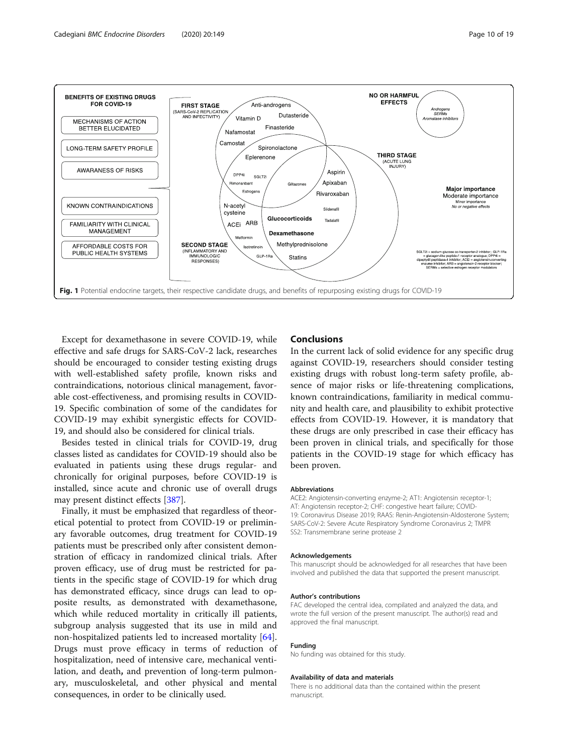**Fig. 1** Potential endocrine targets, their respective candidate drugs, and benefits of repurposing existing drugs for COVID-19

Except for dexamethasone in severe COVID-19, while effective and safe drugs for SARS-CoV-2 lack, researches should be encouraged to consider testing existing drugs with well-established safety profile, known risks and contraindications, notorious clinical management, favorable cost-effectiveness, and promising results in COVID-19. Specific combination of some of the candidates for COVID-19 may exhibit synergistic effects for COVID-19, and should also be considered for clinical trials.

Besides tested in clinical trials for COVID-19, drug classes listed as candidates for COVID-19 should also be evaluated in patients using these drugs regular- and chronically for original purposes, before COVID-19 is installed, since acute and chronic use of overall drugs may present distinct effects [387].

Finally, it must be emphasized that regardless of theoretical potential to protect from COVID-19 or preliminary favorable outcomes, drug treatment for COVID-19 patients must be prescribed only after consistent demonstration of efficacy in randomized clinical trials. After proven efficacy, use of drug must be restricted for patients in the specific stage of COVID-19 for which drug has demonstrated efficacy, since drugs can lead to opposite results, as demonstrated with dexamethasone, which while reduced mortality in critically ill patients, subgroup analysis suggested that its use in mild and non-hospitalized patients led to increased mortality [64]. Drugs must prove efficacy in terms of reduction of hospitalization, need of intensive care, mechanical ventilation, and death**,** and prevention of long-term pulmonary, musculoskeletal, and other physical and mental consequences, in order to be clinically used.

## Conclusions

In the current lack of solid evidence for any specific drug against COVID-19, researchers should consider testing existing drugs with robust long-term safety profile, absence of major risks or life-threatening complications, known contraindications, familiarity in medical community and health care, and plausibility to exhibit protective effects from COVID-19. However, it is mandatory that these drugs are only prescribed in case their efficacy has been proven in clinical trials, and specifically for those patients in the COVID-19 stage for which efficacy has been proven.

#### Abbreviations

ACE2: Angiotensin-converting enzyme-2; AT1: Angiotensin receptor-1; AT: Angiotensin receptor-2; CHF: congestive heart failure; COVID-19: Coronavirus Disease 2019; RAAS: Renin-Angiotensin-Aldosterone System; SARS-CoV-2: Severe Acute Respiratory Syndrome Coronavirus 2; TMPRSS2: Transmembrane serine protease 2

#### Acknowledgements

This manuscript should be acknowledged for all researches that have been involved and published the data that supported the present manuscript.

#### Author's contributions

FAC developed the central idea, compilated and analyzed the data, and wrote the full version of the present manuscript. The author(s) read and approved the final manuscript.

#### Funding

No funding was obtained for this study.

#### Availability of data and materials

There is no additional data than the contained within the present manuscript.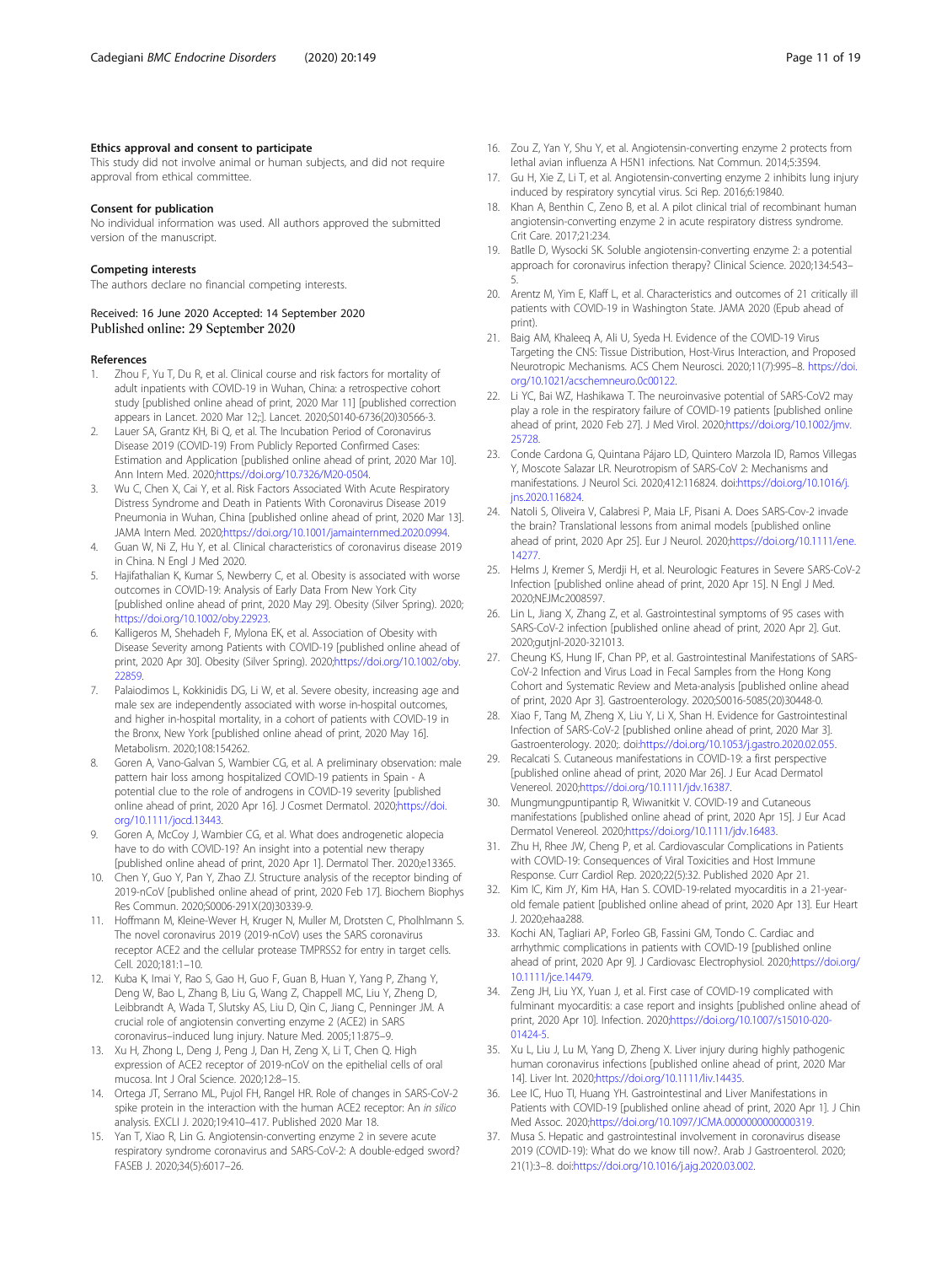### Ethics approval and consent to participate

This study did not involve animal or human subjects, and did not require approval from ethical committee.

### Consent for publication

No individual information was used. All authors approved the submitted version of the manuscript.

### Competing interests

The authors declare no financial competing interests.

Received: 16 June 2020 Accepted: 14 September 2020
Published online: 29 September 2020

### References

1. Zhou F, Yu T, Du R, et al. Clinical course and risk factors for mortality of adult inpatients with COVID-19 in Wuhan, China: a retrospective cohort study [published online ahead of print, 2020 Mar 11] [published correction appears in Lancet. 2020 Mar 12;:]. Lancet. 2020;S0140-6736(20)30566-3.
2. Lauer SA, Grantz KH, Bi Q, et al. The Incubation Period of Coronavirus Disease 2019 (COVID-19) From Publicly Reported Confirmed Cases: Estimation and Application [published online ahead of print, 2020 Mar 10]. Ann Intern Med. 2020;https://doi.org/10.7326/M20-0504.
3. Wu C, Chen X, Cai Y, et al. Risk Factors Associated With Acute Respiratory Distress Syndrome and Death in Patients With Coronavirus Disease 2019 Pneumonia in Wuhan, China [published online ahead of print, 2020 Mar 13]. JAMA Intern Med. 2020;https://doi.org/10.1001/jamainternmed.2020.0994.
4. Guan W, Ni Z, Hu Y, et al. Clinical characteristics of coronavirus disease 2019 in China. N Engl J Med 2020.
5. Hajifathalian K, Kumar S, Newberry C, et al. Obesity is associated with worse outcomes in COVID-19: Analysis of Early Data From New York City [published online ahead of print, 2020 May 29]. Obesity (Silver Spring). 2020; https://doi.org/10.1002/oby.22923.
6. Kalligeros M, Shehadeh F, Mylona EK, et al. Association of Obesity with Disease Severity among Patients with COVID-19 [published online ahead of print, 2020 Apr 30]. Obesity (Silver Spring). 2020;https://doi.org/10.1002/oby.22859.
7. Palaiodimos L, Kokkinidis DG, Li W, et al. Severe obesity, increasing age and male sex are independently associated with worse in-hospital outcomes, and higher in-hospital mortality, in a cohort of patients with COVID-19 in the Bronx, New York [published online ahead of print, 2020 May 16]. Metabolism. 2020;108:154262.
8. Goren A, Vano-Galvan S, Wambier CG, et al. A preliminary observation: male pattern hair loss among hospitalized COVID-19 patients in Spain - A potential clue to the role of androgens in COVID-19 severity [published online ahead of print, 2020 Apr 16]. J Cosmet Dermatol. 2020;https://doi.org/10.1111/jocd.13443.
9. Goren A, McCoy J, Wambier CG, et al. What does androgenetic alopecia have to do with COVID-19? An insight into a potential new therapy [published online ahead of print, 2020 Apr 1]. Dermatol Ther. 2020;e13365.
10. Chen Y, Guo Y, Pan Y, Zhao ZJ. Structure analysis of the receptor binding of 2019-nCoV [published online ahead of print, 2020 Feb 17]. Biochem Biophys Res Commun. 2020;S0006-291X(20)30339-9.
11. Hoffmann M, Kleine-Wever H, Kruger N, Muller M, Drotsten C, Pholhlmann S. The novel coronavirus 2019 (2019-nCoV) uses the SARS coronavirus receptor ACE2 and the cellular protease TMPRSS2 for entry in target cells. Cell. 2020;181:1–10.
12. Kuba K, Imai Y, Rao S, Gao H, Guo F, Guan B, Huan Y, Yang P, Zhang Y, Deng W, Bao L, Zhang B, Liu G, Wang Z, Chappell MC, Liu Y, Zheng D, Leibbrandt A, Wada T, Slutsky AS, Liu D, Qin C, Jiang C, Penninger JM. A crucial role of angiotensin converting enzyme 2 (ACE2) in SARS coronavirus–induced lung injury. Nature Med. 2005;11:875–9.
13. Xu H, Zhong L, Deng J, Peng J, Dan H, Zeng X, Li T, Chen Q. High expression of ACE2 receptor of 2019-nCoV on the epithelial cells of oral mucosa. Int J Oral Science. 2020;12:8–15.
14. Ortega JT, Serrano ML, Pujol FH, Rangel HR. Role of changes in SARS-CoV-2 spike protein in the interaction with the human ACE2 receptor: An *in silico* analysis. EXCLI J. 2020;19:410–417. Published 2020 Mar 18.
15. Yan T, Xiao R, Lin G. Angiotensin-converting enzyme 2 in severe acute respiratory syndrome coronavirus and SARS-CoV-2: A double-edged sword? FASEB J. 2020;34(5):6017–26.
16. Zou Z, Yan Y, Shu Y, et al. Angiotensin-converting enzyme 2 protects from lethal avian influenza A H5N1 infections. Nat Commun. 2014;5:3594.
17. Gu H, Xie Z, Li T, et al. Angiotensin-converting enzyme 2 inhibits lung injury induced by respiratory syncytial virus. Sci Rep. 2016;6:19840.
18. Khan A, Benthin C, Zeno B, et al. A pilot clinical trial of recombinant human angiotensin-converting enzyme 2 in acute respiratory distress syndrome. Crit Care. 2017;21:234.
19. Batlle D, Wysocki SK. Soluble angiotensin-converting enzyme 2: a potential approach for coronavirus infection therapy? Clinical Science. 2020;134:543–5.
20. Arentz M, Yim E, Klaff L, et al. Characteristics and outcomes of 21 critically ill patients with COVID-19 in Washington State. JAMA 2020 (Epub ahead of print).
21. Baig AM, Khaleeq A, Ali U, Syeda H. Evidence of the COVID-19 Virus Targeting the CNS: Tissue Distribution, Host-Virus Interaction, and Proposed Neurotropic Mechanisms. ACS Chem Neurosci. 2020;11(7):995–8. https://doi.org/10.1021/acschemneuro.0c00122.
22. Li YC, Bai WZ, Hashikawa T. The neuroinvasive potential of SARS-CoV2 may play a role in the respiratory failure of COVID-19 patients [published online ahead of print, 2020 Feb 27]. J Med Virol. 2020;https://doi.org/10.1002/jmv.25728.
23. Conde Cardona G, Quintana Pájaro LD, Quintero Marzola ID, Ramos Villegas Y, Moscote Salazar LR. Neurotropism of SARS-CoV 2: Mechanisms and manifestations. J Neurol Sci. 2020;412:116824. doi:https://doi.org/10.1016/j.jns.2020.116824.
24. Natoli S, Oliveira V, Calabresi P, Maia LF, Pisani A. Does SARS-Cov-2 invade the brain? Translational lessons from animal models [published online ahead of print, 2020 Apr 25]. Eur J Neurol. 2020;https://doi.org/10.1111/ene.14277.
25. Helms J, Kremer S, Merdji H, et al. Neurologic Features in Severe SARS-CoV-2 Infection [published online ahead of print, 2020 Apr 15]. N Engl J Med. 2020;NEJMc2008597.
26. Lin L, Jiang X, Zhang Z, et al. Gastrointestinal symptoms of 95 cases with SARS-CoV-2 infection [published online ahead of print, 2020 Apr 2]. Gut. 2020;gutjnl-2020-321013.
27. Cheung KS, Hung IF, Chan PP, et al. Gastrointestinal Manifestations of SARS-CoV-2 Infection and Virus Load in Fecal Samples from the Hong Kong Cohort and Systematic Review and Meta-analysis [published online ahead of print, 2020 Apr 3]. Gastroenterology. 2020;S0016-5085(20)30448-0.
28. Xiao F, Tang M, Zheng X, Liu Y, Li X, Shan H. Evidence for Gastrointestinal Infection of SARS-CoV-2 [published online ahead of print, 2020 Mar 3]. Gastroenterology. 2020;. doi:https://doi.org/10.1053/j.gastro.2020.02.055.
29. Recalcati S. Cutaneous manifestations in COVID-19: a first perspective [published online ahead of print, 2020 Mar 26]. J Eur Acad Dermatol Venereol. 2020;https://doi.org/10.1111/jdv.16387.
30. Mungmungpuntipantip R, Wiwanitkit V. COVID-19 and Cutaneous manifestations [published online ahead of print, 2020 Apr 15]. J Eur Acad Dermatol Venereol. 2020;https://doi.org/10.1111/jdv.16483.
31. Zhu H, Rhee JW, Cheng P, et al. Cardiovascular Complications in Patients with COVID-19: Consequences of Viral Toxicities and Host Immune Response. Curr Cardiol Rep. 2020;22(5):32. Published 2020 Apr 21.
32. Kim IC, Kim JY, Kim HA, Han S. COVID-19-related myocarditis in a 21-year-old female patient [published online ahead of print, 2020 Apr 13]. Eur Heart J. 2020;ehaa288.
33. Kochi AN, Tagliari AP, Forleo GB, Fassini GM, Tondo C. Cardiac and arrhythmic complications in patients with COVID-19 [published online ahead of print, 2020 Apr 9]. J Cardiovasc Electrophysiol. 2020;https://doi.org/10.1111/jce.14479.
34. Zeng JH, Liu YX, Yuan J, et al. First case of COVID-19 complicated with fulminant myocarditis: a case report and insights [published online ahead of print, 2020 Apr 10]. Infection. 2020;https://doi.org/10.1007/s15010-020-01424-5.
35. Xu L, Liu J, Lu M, Yang D, Zheng X. Liver injury during highly pathogenic human coronavirus infections [published online ahead of print, 2020 Mar 14]. Liver Int. 2020;https://doi.org/10.1111/liv.14435.
36. Lee IC, Huo TI, Huang YH. Gastrointestinal and Liver Manifestations in Patients with COVID-19 [published online ahead of print, 2020 Apr 1]. J Chin Med Assoc. 2020;https://doi.org/10.1097/JCMA.0000000000000319.
37. Musa S. Hepatic and gastrointestinal involvement in coronavirus disease 2019 (COVID-19): What do we know till now?. Arab J Gastroenterol. 2020; 21(1):3–8. doi:https://doi.org/10.1016/j.ajg.2020.03.002.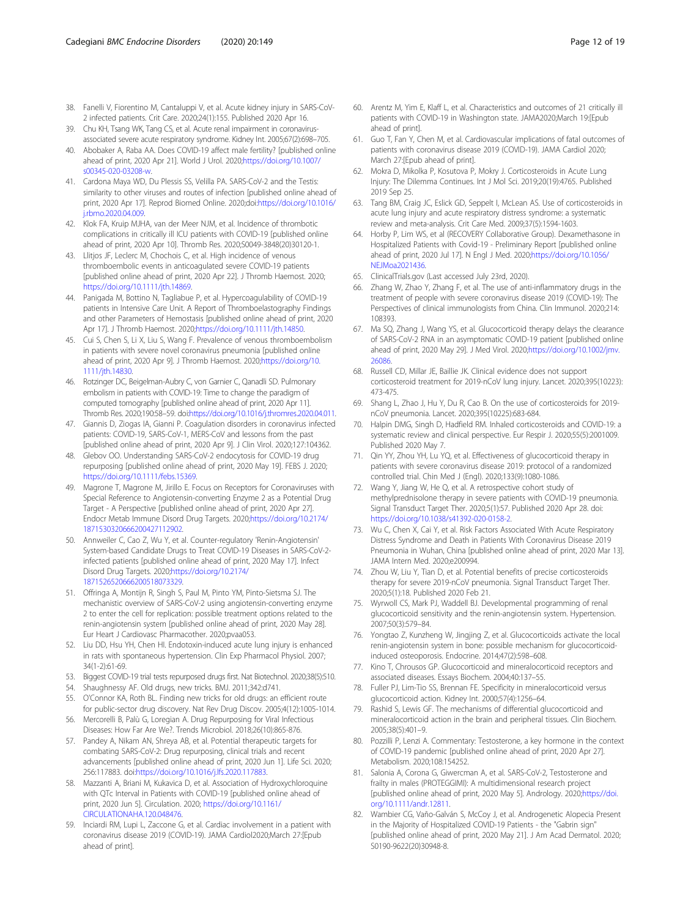38. Fanelli V, Fiorentino M, Cantaluppi V, et al. Acute kidney injury in SARS-CoV-2 infected patients. Crit Care. 2020;24(1):155. Published 2020 Apr 16.
39. Chu KH, Tsang WK, Tang CS, et al. Acute renal impairment in coronavirus-associated severe acute respiratory syndrome. Kidney Int. 2005;67(2):698–705.
40. Abobaker A, Raba AA. Does COVID-19 affect male fertility? [published online ahead of print, 2020 Apr 21]. World J Urol. 2020;https://doi.org/10.1007/s00345-020-03208-w.
41. Cardona Maya WD, Du Plessis SS, Velilla PA. SARS-CoV-2 and the Testis: similarity to other viruses and routes of infection [published online ahead of print, 2020 Apr 17]. Reprod Biomed Online. 2020;doi:https://doi.org/10.1016/j.rbmo.2020.04.009.
42. Klok FA, Kruip MJHA, van der Meer NJM, et al. Incidence of thrombotic complications in critically ill ICU patients with COVID-19 [published online ahead of print, 2020 Apr 10]. Thromb Res. 2020;S0049-3848(20)30120-1.
43. Llitjos JF, Leclerc M, Chochois C, et al. High incidence of venous thromboembolic events in anticoagulated severe COVID-19 patients [published online ahead of print, 2020 Apr 22]. J Thromb Haemost. 2020; https://doi.org/10.1111/jth.14869.
44. Panigada M, Bottino N, Tagliabue P, et al. Hypercoagulability of COVID-19 patients in Intensive Care Unit. A Report of Thromboelastography Findings and other Parameters of Hemostasis [published online ahead of print, 2020 Apr 17]. J Thromb Haemost. 2020;https://doi.org/10.1111/jth.14850.
45. Cui S, Chen S, Li X, Liu S, Wang F. Prevalence of venous thromboembolism in patients with severe novel coronavirus pneumonia [published online ahead of print, 2020 Apr 9]. J Thromb Haemost. 2020;https://doi.org/10.1111/jth.14830.
46. Rotzinger DC, Beigelman-Aubry C, von Garnier C, Qanadli SD. Pulmonary embolism in patients with COVID-19: Time to change the paradigm of computed tomography [published online ahead of print, 2020 Apr 11]. Thromb Res. 2020;190:58–59. doi:https://doi.org/10.1016/j.thromres.2020.04.011.
47. Giannis D, Ziogas IA, Gianni P. Coagulation disorders in coronavirus infected patients: COVID-19, SARS-CoV-1, MERS-CoV and lessons from the past [published online ahead of print, 2020 Apr 9]. J Clin Virol. 2020;127:104362.
48. Glebov OO. Understanding SARS-CoV-2 endocytosis for COVID-19 drug repurposing [published online ahead of print, 2020 May 19]. FEBS J. 2020; https://doi.org/10.1111/febs.15369.
49. Magrone T, Magrone M, Jirillo E. Focus on Receptors for Coronaviruses with Special Reference to Angiotensin-converting Enzyme 2 as a Potential Drug Target - A Perspective [published online ahead of print, 2020 Apr 27]. Endocr Metab Immune Disord Drug Targets. 2020;https://doi.org/10.2174/1871530320666200427112902.
50. Annweiler C, Cao Z, Wu Y, et al. Counter-regulatory 'Renin-Angiotensin' System-based Candidate Drugs to Treat COVID-19 Diseases in SARS-CoV-2-infected patients [published online ahead of print, 2020 May 17]. Infect Disord Drug Targets. 2020;https://doi.org/10.2174/1871526520666200518073329.
51. Offringa A, Montijn R, Singh S, Paul M, Pinto YM, Pinto-Sietsma SJ. The mechanistic overview of SARS-CoV-2 using angiotensin-converting enzyme 2 to enter the cell for replication: possible treatment options related to the renin-angiotensin system [published online ahead of print, 2020 May 28]. Eur Heart J Cardiovasc Pharmacother. 2020;pvaa053.
52. Liu DD, Hsu YH, Chen HI. Endotoxin-induced acute lung injury is enhanced in rats with spontaneous hypertension. Clin Exp Pharmacol Physiol. 2007; 34(1-2):61-69.
53. Biggest COVID-19 trial tests repurposed drugs first. Nat Biotechnol. 2020;38(5):510.
54. Shaughnessy AF. Old drugs, new tricks. BMJ. 2011;342:d741.
55. O'Connor KA, Roth BL. Finding new tricks for old drugs: an efficient route for public-sector drug discovery. Nat Rev Drug Discov. 2005;4(12):1005-1014.
56. Mercorelli B, Palù G, Loregian A. Drug Repurposing for Viral Infectious Diseases: How Far Are We?. Trends Microbiol. 2018;26(10):865-876.
57. Pandey A, Nikam AN, Shreya AB, et al. Potential therapeutic targets for combating SARS-CoV-2: Drug repurposing, clinical trials and recent advancements [published online ahead of print, 2020 Jun 1]. Life Sci. 2020; 256:117883. doi:https://doi.org/10.1016/j.lfs.2020.117883.
58. Mazzanti A, Briani M, Kukavica D, et al. Association of Hydroxychloroquine with QTc Interval in Patients with COVID-19 [published online ahead of print, 2020 Jun 5]. Circulation. 2020; https://doi.org/10.1161/CIRCULATIONAHA.120.048476.
59. Inciardi RM, Lupi L, Zaccone G, et al. Cardiac involvement in a patient with coronavirus disease 2019 (COVID-19). JAMA Cardiol2020;March 27:[Epub ahead of print].
60. Arentz M, Yim E, Klaff L, et al. Characteristics and outcomes of 21 critically ill patients with COVID-19 in Washington state. JAMA2020;March 19:[Epub ahead of print].
61. Guo T, Fan Y, Chen M, et al. Cardiovascular implications of fatal outcomes of patients with coronavirus disease 2019 (COVID-19). JAMA Cardiol 2020; March 27:[Epub ahead of print].
62. Mokra D, Mikolka P, Kosutova P, Mokry J. Corticosteroids in Acute Lung Injury: The Dilemma Continues. Int J Mol Sci. 2019;20(19):4765. Published 2019 Sep 25.
63. Tang BM, Craig JC, Eslick GD, Seppelt I, McLean AS. Use of corticosteroids in acute lung injury and acute respiratory distress syndrome: a systematic review and meta-analysis. Crit Care Med. 2009;37(5):1594-1603.
64. Horby P, Lim WS, et al (RECOVERY Collaborative Group). Dexamethasone in Hospitalized Patients with Covid-19 - Preliminary Report [published online ahead of print, 2020 Jul 17]. N Engl J Med. 2020;https://doi.org/10.1056/NEJMoa2021436.
65. ClinicalTrials.gov (Last accessed July 23rd, 2020).
66. Zhang W, Zhao Y, Zhang F, et al. The use of anti-inflammatory drugs in the treatment of people with severe coronavirus disease 2019 (COVID-19): The Perspectives of clinical immunologists from China. Clin Immunol. 2020;214: 108393.
67. Ma SQ, Zhang J, Wang YS, et al. Glucocorticoid therapy delays the clearance of SARS-CoV-2 RNA in an asymptomatic COVID-19 patient [published online ahead of print, 2020 May 29]. J Med Virol. 2020;https://doi.org/10.1002/jmv.26086.
68. Russell CD, Millar JE, Baillie JK. Clinical evidence does not support corticosteroid treatment for 2019-nCoV lung injury. Lancet. 2020;395(10223): 473-475.
69. Shang L, Zhao J, Hu Y, Du R, Cao B. On the use of corticosteroids for 2019-nCoV pneumonia. Lancet. 2020;395(10225):683-684.
70. Halpin DMG, Singh D, Hadfield RM. Inhaled corticosteroids and COVID-19: a systematic review and clinical perspective. Eur Respir J. 2020;55(5):2001009. Published 2020 May 7.
71. Qin YY, Zhou YH, Lu YQ, et al. Effectiveness of glucocorticoid therapy in patients with severe coronavirus disease 2019: protocol of a randomized controlled trial. Chin Med J (Engl). 2020;133(9):1080-1086.
72. Wang Y, Jiang W, He Q, et al. A retrospective cohort study of methylprednisolone therapy in severe patients with COVID-19 pneumonia. Signal Transduct Target Ther. 2020;5(1):57. Published 2020 Apr 28. doi: https://doi.org/10.1038/s41392-020-0158-2.
73. Wu C, Chen X, Cai Y, et al. Risk Factors Associated With Acute Respiratory Distress Syndrome and Death in Patients With Coronavirus Disease 2019 Pneumonia in Wuhan, China [published online ahead of print, 2020 Mar 13]. JAMA Intern Med. 2020;e200994.
74. Zhou W, Liu Y, Tian D, et al. Potential benefits of precise corticosteroids therapy for severe 2019-nCoV pneumonia. Signal Transduct Target Ther. 2020;5(1):18. Published 2020 Feb 21.
75. Wyrwoll CS, Mark PJ, Waddell BJ. Developmental programming of renal glucocorticoid sensitivity and the renin-angiotensin system. Hypertension. 2007;50(3):579–84.
76. Yongtao Z, Kunzheng W, Jingjing Z, et al. Glucocorticoids activate the local renin-angiotensin system in bone: possible mechanism for glucocorticoid-induced osteoporosis. Endocrine. 2014;47(2):598–608.
77. Kino T, Chrousos GP. Glucocorticoid and mineralocorticoid receptors and associated diseases. Essays Biochem. 2004;40:137–55.
78. Fuller PJ, Lim-Tio SS, Brennan FE. Specificity in mineralocorticoid versus glucocorticoid action. Kidney Int. 2000;57(4):1256–64.
79. Rashid S, Lewis GF. The mechanisms of differential glucocorticoid and mineralocorticoid action in the brain and peripheral tissues. Clin Biochem. 2005;38(5):401–9.
80. Pozzilli P, Lenzi A. Commentary: Testosterone, a key hormone in the context of COVID-19 pandemic [published online ahead of print, 2020 Apr 27]. Metabolism. 2020;108:154252.
81. Salonia A, Corona G, Giwercman A, et al. SARS-CoV-2, Testosterone and frailty in males (PROTEGGIMI): A multidimensional research project [published online ahead of print, 2020 May 5]. Andrology. 2020;https://doi.org/10.1111/andr.12811.
82. Wambier CG, Vaño-Galván S, McCoy J, et al. Androgenetic Alopecia Present in the Majority of Hospitalized COVID-19 Patients - the "Gabrin sign" [published online ahead of print, 2020 May 21]. J Am Acad Dermatol. 2020; S0190-9622(20)30948-8.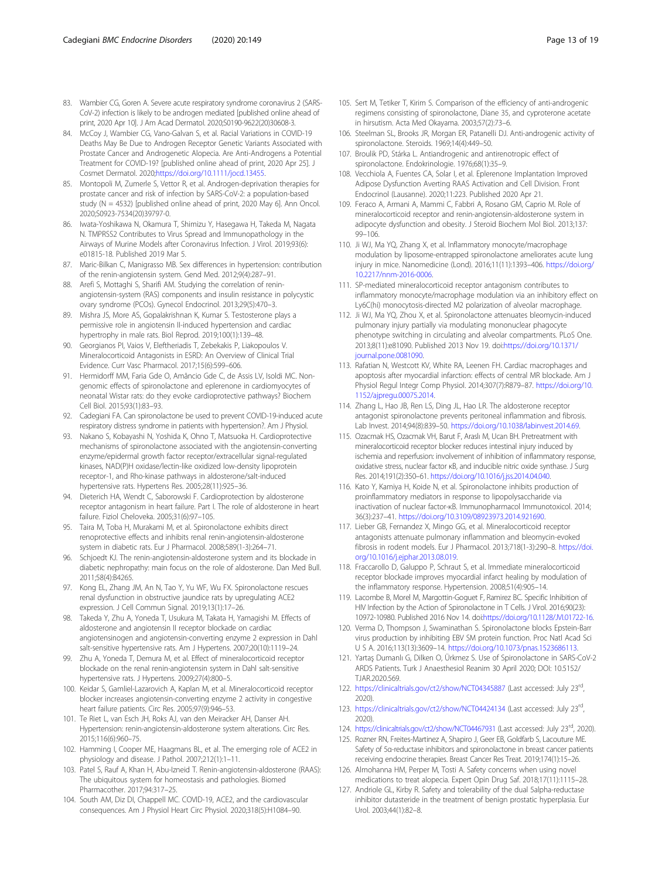83. Wambier CG, Goren A. Severe acute respiratory syndrome coronavirus 2 (SARS-CoV-2) infection is likely to be androgen mediated [published online ahead of print, 2020 Apr 10]. J Am Acad Dermatol. 2020;S0190-9622(20)30608-3.
84. McCoy J, Wambier CG, Vano-Galvan S, et al. Racial Variations in COVID-19 Deaths May Be Due to Androgen Receptor Genetic Variants Associated with Prostate Cancer and Androgenetic Alopecia. Are Anti-Androgens a Potential Treatment for COVID-19? [published online ahead of print, 2020 Apr 25]. J Cosmet Dermatol. 2020;https://doi.org/10.1111/jocd.13455.
85. Montopoli M, Zumerle S, Vettor R, et al. Androgen-deprivation therapies for prostate cancer and risk of infection by SARS-CoV-2: a population-based study (N = 4532) [published online ahead of print, 2020 May 6]. Ann Oncol. 2020;S0923-7534(20)39797-0.
86. Iwata-Yoshikawa N, Okamura T, Shimizu Y, Hasegawa H, Takeda M, Nagata N. TMPRSS2 Contributes to Virus Spread and Immunopathology in the Airways of Murine Models after Coronavirus Infection. J Virol. 2019;93(6): e01815-18. Published 2019 Mar 5.
87. Maric-Bilkan C, Manigrasso MB. Sex differences in hypertension: contribution of the renin-angiotensin system. Gend Med. 2012;9(4):287–91.
88. Arefi S, Mottaghi S, Sharifi AM. Studying the correlation of renin-angiotensin-system (RAS) components and insulin resistance in polycystic ovary syndrome (PCOs). Gynecol Endocrinol. 2013;29(5):470–3.
89. Mishra JS, More AS, Gopalakrishnan K, Kumar S. Testosterone plays a permissive role in angiotensin II-induced hypertension and cardiac hypertrophy in male rats. Biol Reprod. 2019;100(1):139–48.
90. Georgianos PI, Vaios V, Eleftheriadis T, Zebekakis P, Liakopoulos V. Mineralocorticoid Antagonists in ESRD: An Overview of Clinical Trial Evidence. Curr Vasc Pharmacol. 2017;15(6):599–606.
91. Hermidorff MM, Faria Gde O, Amâncio Gde C, de Assis LV, Isoldi MC. Non-genomic effects of spironolactone and eplerenone in cardiomyocytes of neonatal Wistar rats: do they evoke cardioprotective pathways? Biochem Cell Biol. 2015;93(1):83–93.
92. Cadegiani FA. Can spironolactone be used to prevent COVID-19-induced acute respiratory distress syndrome in patients with hypertension?. Am J Physiol.
93. Nakano S, Kobayashi N, Yoshida K, Ohno T, Matsuoka H. Cardioprotective mechanisms of spironolactone associated with the angiotensin-converting enzyme/epidermal growth factor receptor/extracellular signal-regulated kinases, NAD(P)H oxidase/lectin-like oxidized low-density lipoprotein receptor-1, and Rho-kinase pathways in aldosterone/salt-induced hypertensive rats. Hypertens Res. 2005;28(11):925–36.
94. Dieterich HA, Wendt C, Saborowski F. Cardioprotection by aldosterone receptor antagonism in heart failure. Part I. The role of aldosterone in heart failure. Fiziol Cheloveka. 2005;31(6):97–105.
95. Taira M, Toba H, Murakami M, et al. Spironolactone exhibits direct renoprotective effects and inhibits renal renin-angiotensin-aldosterone system in diabetic rats. Eur J Pharmacol. 2008;589(1-3):264–71.
96. Schjoedt KJ. The renin-angiotensin-aldosterone system and its blockade in diabetic nephropathy: main focus on the role of aldosterone. Dan Med Bull. 2011;58(4):B4265.
97. Kong EL, Zhang JM, An N, Tao Y, Yu WF, Wu FX. Spironolactone rescues renal dysfunction in obstructive jaundice rats by upregulating ACE2 expression. J Cell Commun Signal. 2019;13(1):17–26.
98. Takeda Y, Zhu A, Yoneda T, Usukura M, Takata H, Yamagishi M. Effects of aldosterone and angiotensin II receptor blockade on cardiac angiotensinogen and angiotensin-converting enzyme 2 expression in Dahl salt-sensitive hypertensive rats. Am J Hypertens. 2007;20(10):1119–24.
99. Zhu A, Yoneda T, Demura M, et al. Effect of mineralocorticoid receptor blockade on the renal renin-angiotensin system in Dahl salt-sensitive hypertensive rats. J Hypertens. 2009;27(4):800–5.
100. Keidar S, Gamliel-Lazarovich A, Kaplan M, et al. Mineralocorticoid receptor blocker increases angiotensin-converting enzyme 2 activity in congestive heart failure patients. Circ Res. 2005;97(9):946–53.
101. Te Riet L, van Esch JH, Roks AJ, van den Meiracker AH, Danser AH. Hypertension: renin-angiotensin-aldosterone system alterations. Circ Res. 2015;116(6):960–75.
102. Hamming I, Cooper ME, Haagmans BL, et al. The emerging role of ACE2 in physiology and disease. J Pathol. 2007;212(1):1–11.
103. Patel S, Rauf A, Khan H, Abu-Izneid T. Renin-angiotensin-aldosterone (RAAS): The ubiquitous system for homeostasis and pathologies. Biomed Pharmacother. 2017;94:317–25.
104. South AM, Diz DI, Chappell MC. COVID-19, ACE2, and the cardiovascular consequences. Am J Physiol Heart Circ Physiol. 2020;318(5):H1084–90.
105. Sert M, Tetiker T, Kirim S. Comparison of the efficiency of anti-androgenic regimens consisting of spironolactone, Diane 35, and cyproterone acetate in hirsutism. Acta Med Okayama. 2003;57(2):73–6.
106. Steelman SL, Brooks JR, Morgan ER, Patanelli DJ. Anti-androgenic activity of spironolactone. Steroids. 1969;14(4):449–50.
107. Broulik PD, Stárka L. Antiandrogenic and antirenotropic effect of spironolactone. Endokrinologie. 1976;68(1):35–9.
108. Vecchiola A, Fuentes CA, Solar I, et al. Eplerenone Implantation Improved Adipose Dysfunction Averting RAAS Activation and Cell Division. Front Endocrinol (Lausanne). 2020;11:223. Published 2020 Apr 21.
109. Feraco A, Armani A, Mammi C, Fabbri A, Rosano GM, Caprio M. Role of mineralocorticoid receptor and renin-angiotensin-aldosterone system in adipocyte dysfunction and obesity. J Steroid Biochem Mol Biol. 2013;137: 99–106.
110. Ji WJ, Ma YQ, Zhang X, et al. Inflammatory monocyte/macrophage modulation by liposome-entrapped spironolactone ameliorates acute lung injury in mice. Nanomedicine (Lond). 2016;11(11):1393–406. https://doi.org/10.2217/nnm-2016-0006.
111. SP-mediated mineralocorticoid receptor antagonism contributes to inflammatory monocyte/macrophage modulation via an inhibitory effect on Ly6C(hi) monocytosis-directed M2 polarization of alveolar macrophage.
112. Ji WJ, Ma YQ, Zhou X, et al. Spironolactone attenuates bleomycin-induced pulmonary injury partially via modulating mononuclear phagocyte phenotype switching in circulating and alveolar compartments. PLoS One. 2013;8(11):e81090. Published 2013 Nov 19. doi:https://doi.org/10.1371/journal.pone.0081090.
113. Rafatian N, Westcott KV, White RA, Leenen FH. Cardiac macrophages and apoptosis after myocardial infarction: effects of central MR blockade. Am J Physiol Regul Integr Comp Physiol. 2014;307(7):R879–87. https://doi.org/10.1152/ajpregu.00075.2014.
114. Zhang L, Hao JB, Ren LS, Ding JL, Hao LR. The aldosterone receptor antagonist spironolactone prevents peritoneal inflammation and fibrosis. Lab Invest. 2014;94(8):839–50. https://doi.org/10.1038/labinvest.2014.69.
115. Ozacmak HS, Ozacmak VH, Barut F, Araslı M, Ucan BH. Pretreatment with mineralocorticoid receptor blocker reduces intestinal injury induced by ischemia and reperfusion: involvement of inhibition of inflammatory response, oxidative stress, nuclear factor κB, and inducible nitric oxide synthase. J Surg Res. 2014;191(2):350–61. https://doi.org/10.1016/j.jss.2014.04.040.
116. Kato Y, Kamiya H, Koide N, et al. Spironolactone inhibits production of proinflammatory mediators in response to lipopolysaccharide via inactivation of nuclear factor-κB. Immunopharmacol Immunotoxicol. 2014; 36(3):237–41. https://doi.org/10.3109/08923973.2014.921690.
117. Lieber GB, Fernandez X, Mingo GG, et al. Mineralocorticoid receptor antagonists attenuate pulmonary inflammation and bleomycin-evoked fibrosis in rodent models. Eur J Pharmacol. 2013;718(1-3):290–8. https://doi.org/10.1016/j.ejphar.2013.08.019.
118. Fraccarollo D, Galuppo P, Schraut S, et al. Immediate mineralocorticoid receptor blockade improves myocardial infarct healing by modulation of the inflammatory response. Hypertension. 2008;51(4):905–14.
119. Lacombe B, Morel M, Margottin-Goguet F, Ramirez BC. Specific Inhibition of HIV Infection by the Action of Spironolactone in T Cells. J Virol. 2016;90(23): 10972-10980. Published 2016 Nov 14. doi:https://doi.org/10.1128/JVI.01722-16.
120. Verma D, Thompson J, Swaminathan S. Spironolactone blocks Epstein-Barr virus production by inhibiting EBV SM protein function. Proc Natl Acad Sci U S A. 2016;113(13):3609–14. https://doi.org/10.1073/pnas.1523686113.
121. Yartaş Dumanlı G, Dilken O, Ürkmez S. Use of Spironolactone in SARS-CoV-2 ARDS Patients. Turk J Anaesthesiol Reanim 30 April 2020; DOI: 10.5152/TJAR.2020.569.
122. https://clinicaltrials.gov/ct2/show/NCT04345887 (Last accessed: July 23rd, 2020).
123. https://clinicaltrials.gov/ct2/show/NCT04424134 (Last accessed: July 23rd, 2020).
124. https://clinicaltrials.gov/ct2/show/NCT04467931 (Last accessed: July 23rd, 2020).
125. Rozner RN, Freites-Martinez A, Shapiro J, Geer EB, Goldfarb S, Lacouture ME. Safety of 5α-reductase inhibitors and spironolactone in breast cancer patients receiving endocrine therapies. Breast Cancer Res Treat. 2019;174(1):15–26.
126. Almohanna HM, Perper M, Tosti A. Safety concerns when using novel medications to treat alopecia. Expert Opin Drug Saf. 2018;17(11):1115–28.
127. Andriole GL, Kirby R. Safety and tolerability of the dual 5alpha-reductase inhibitor dutasteride in the treatment of benign prostatic hyperplasia. Eur Urol. 2003;44(1):82–8.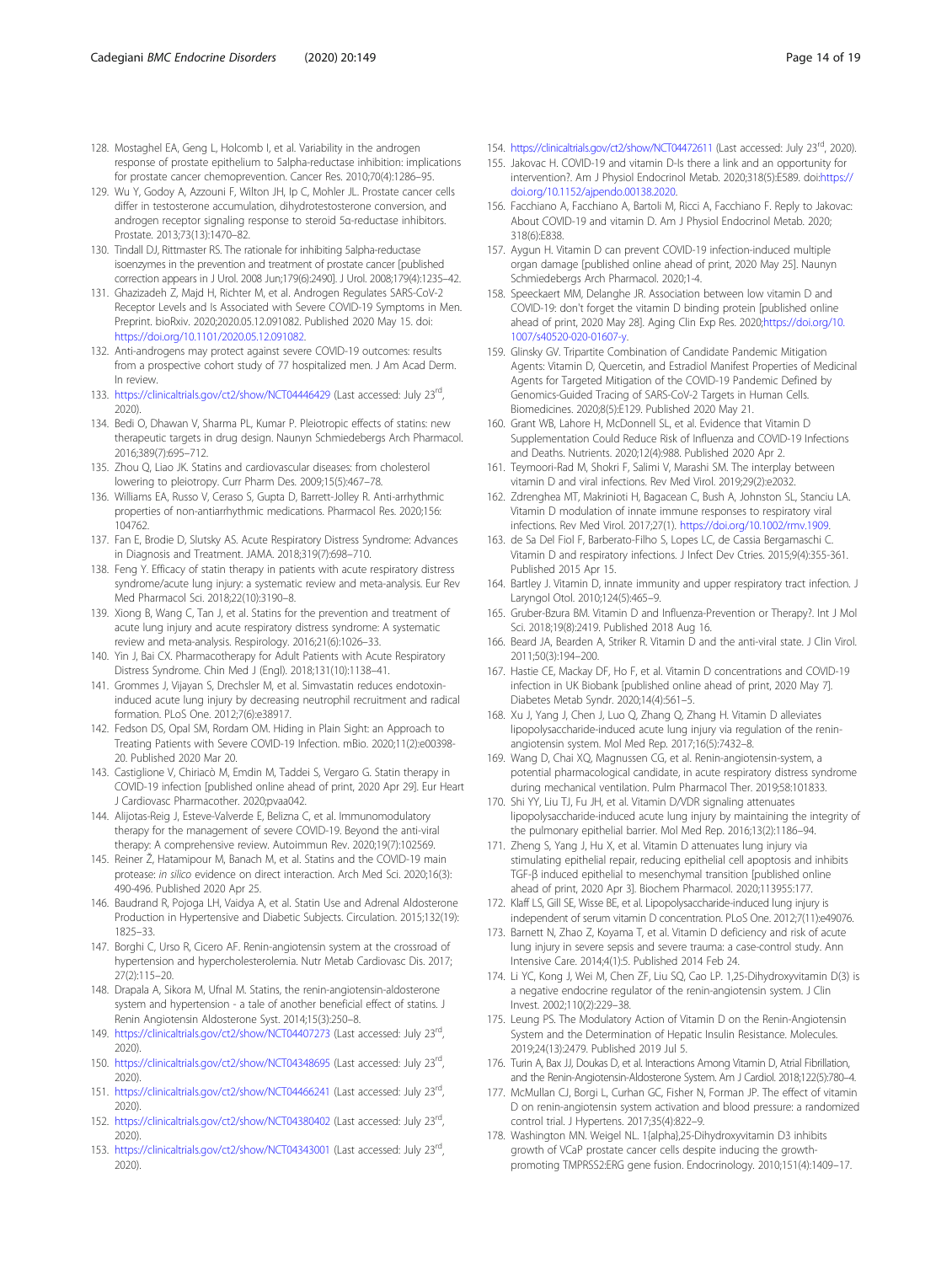128. Mostaghel EA, Geng L, Holcomb I, et al. Variability in the androgen response of prostate epithelium to 5alpha-reductase inhibition: implications for prostate cancer chemoprevention. Cancer Res. 2010;70(4):1286–95.
129. Wu Y, Godoy A, Azzouni F, Wilton JH, Ip C, Mohler JL. Prostate cancer cells differ in testosterone accumulation, dihydrotestosterone conversion, and androgen receptor signaling response to steroid 5α-reductase inhibitors. Prostate. 2013;73(13):1470–82.
130. Tindall DJ, Rittmaster RS. The rationale for inhibiting 5alpha-reductase isoenzymes in the prevention and treatment of prostate cancer [published correction appears in J Urol. 2008 Jun;179(6):2490]. J Urol. 2008;179(4):1235–42.
131. Ghazizadeh Z, Majd H, Richter M, et al. Androgen Regulates SARS-CoV-2 Receptor Levels and Is Associated with Severe COVID-19 Symptoms in Men. Preprint. bioRxiv. 2020;2020.05.12.091082. Published 2020 May 15. doi: https://doi.org/10.1101/2020.05.12.091082.
132. Anti-androgens may protect against severe COVID-19 outcomes: results from a prospective cohort study of 77 hospitalized men. J Am Acad Derm. In review.
133. https://clinicaltrials.gov/ct2/show/NCT04446429 (Last accessed: July 23rd, 2020).
134. Bedi O, Dhawan V, Sharma PL, Kumar P. Pleiotropic effects of statins: new therapeutic targets in drug design. Naunyn Schmiedebergs Arch Pharmacol. 2016;389(7):695–712.
135. Zhou Q, Liao JK. Statins and cardiovascular diseases: from cholesterol lowering to pleiotropy. Curr Pharm Des. 2009;15(5):467–78.
136. Williams EA, Russo V, Ceraso S, Gupta D, Barrett-Jolley R. Anti-arrhythmic properties of non-antiarrhythmic medications. Pharmacol Res. 2020;156: 104762.
137. Fan E, Brodie D, Slutsky AS. Acute Respiratory Distress Syndrome: Advances in Diagnosis and Treatment. JAMA. 2018;319(7):698–710.
138. Feng Y. Efficacy of statin therapy in patients with acute respiratory distress syndrome/acute lung injury: a systematic review and meta-analysis. Eur Rev Med Pharmacol Sci. 2018;22(10):3190–8.
139. Xiong B, Wang C, Tan J, et al. Statins for the prevention and treatment of acute lung injury and acute respiratory distress syndrome: A systematic review and meta-analysis. Respirology. 2016;21(6):1026–33.
140. Yin J, Bai CX. Pharmacotherapy for Adult Patients with Acute Respiratory Distress Syndrome. Chin Med J (Engl). 2018;131(10):1138–41.
141. Grommes J, Vijayan S, Drechsler M, et al. Simvastatin reduces endotoxin-induced acute lung injury by decreasing neutrophil recruitment and radical formation. PLoS One. 2012;7(6):e38917.
142. Fedson DS, Opal SM, Rordam OM. Hiding in Plain Sight: an Approach to Treating Patients with Severe COVID-19 Infection. mBio. 2020;11(2):e00398-20. Published 2020 Mar 20.
143. Castiglione V, Chiriacò M, Emdin M, Taddei S, Vergaro G. Statin therapy in COVID-19 infection [published online ahead of print, 2020 Apr 29]. Eur Heart J Cardiovasc Pharmacother. 2020;pvaa042.
144. Alijotas-Reig J, Esteve-Valverde E, Belizna C, et al. Immunomodulatory therapy for the management of severe COVID-19. Beyond the anti-viral therapy: A comprehensive review. Autoimmun Rev. 2020;19(7):102569.
145. Reiner Ž, Hatamipour M, Banach M, et al. Statins and the COVID-19 main protease: *in silico* evidence on direct interaction. Arch Med Sci. 2020;16(3): 490-496. Published 2020 Apr 25.
146. Baudrand R, Pojoga LH, Vaidya A, et al. Statin Use and Adrenal Aldosterone Production in Hypertensive and Diabetic Subjects. Circulation. 2015;132(19): 1825–33.
147. Borghi C, Urso R, Cicero AF. Renin-angiotensin system at the crossroad of hypertension and hypercholesterolemia. Nutr Metab Cardiovasc Dis. 2017; 27(2):115–20.
148. Drapala A, Sikora M, Ufnal M. Statins, the renin-angiotensin-aldosterone system and hypertension - a tale of another beneficial effect of statins. J Renin Angiotensin Aldosterone Syst. 2014;15(3):250–8.
149. https://clinicaltrials.gov/ct2/show/NCT04407273 (Last accessed: July 23rd, 2020).
150. https://clinicaltrials.gov/ct2/show/NCT04348695 (Last accessed: July 23rd, 2020).
151. https://clinicaltrials.gov/ct2/show/NCT04466241 (Last accessed: July 23rd, 2020).
152. https://clinicaltrials.gov/ct2/show/NCT04380402 (Last accessed: July 23rd, 2020).
153. https://clinicaltrials.gov/ct2/show/NCT04343001 (Last accessed: July 23rd, 2020).
154. https://clinicaltrials.gov/ct2/show/NCT04472611 (Last accessed: July 23rd, 2020).
155. Jakovac H. COVID-19 and vitamin D-Is there a link and an opportunity for intervention?. Am J Physiol Endocrinol Metab. 2020;318(5):E589. doi:https://doi.org/10.1152/ajpendo.00138.2020.
156. Facchiano A, Facchiano A, Bartoli M, Ricci A, Facchiano F. Reply to Jakovac: About COVID-19 and vitamin D. Am J Physiol Endocrinol Metab. 2020; 318(6):E838.
157. Aygun H. Vitamin D can prevent COVID-19 infection-induced multiple organ damage [published online ahead of print, 2020 May 25]. Naunyn Schmiedebergs Arch Pharmacol. 2020;1-4.
158. Speeckaert MM, Delanghe JR. Association between low vitamin D and COVID-19: don't forget the vitamin D binding protein [published online ahead of print, 2020 May 28]. Aging Clin Exp Res. 2020;https://doi.org/10.1007/s40520-020-01607-y.
159. Glinsky GV. Tripartite Combination of Candidate Pandemic Mitigation Agents: Vitamin D, Quercetin, and Estradiol Manifest Properties of Medicinal Agents for Targeted Mitigation of the COVID-19 Pandemic Defined by Genomics-Guided Tracing of SARS-CoV-2 Targets in Human Cells. Biomedicines. 2020;8(5):E129. Published 2020 May 21.
160. Grant WB, Lahore H, McDonnell SL, et al. Evidence that Vitamin D Supplementation Could Reduce Risk of Influenza and COVID-19 Infections and Deaths. Nutrients. 2020;12(4):988. Published 2020 Apr 2.
161. Teymoori-Rad M, Shokri F, Salimi V, Marashi SM. The interplay between vitamin D and viral infections. Rev Med Virol. 2019;29(2):e2032.
162. Zdrenghea MT, Makrinioti H, Bagacean C, Bush A, Johnston SL, Stanciu LA. Vitamin D modulation of innate immune responses to respiratory viral infections. Rev Med Virol. 2017;27(1). https://doi.org/10.1002/rmv.1909.
163. de Sa Del Fiol F, Barberato-Filho S, Lopes LC, de Cassia Bergamaschi C. Vitamin D and respiratory infections. J Infect Dev Ctries. 2015;9(4):355-361. Published 2015 Apr 15.
164. Bartley J. Vitamin D, innate immunity and upper respiratory tract infection. J Laryngol Otol. 2010;124(5):465–9.
165. Gruber-Bzura BM. Vitamin D and Influenza-Prevention or Therapy?. Int J Mol Sci. 2018;19(8):2419. Published 2018 Aug 16.
166. Beard JA, Bearden A, Striker R. Vitamin D and the anti-viral state. J Clin Virol. 2011;50(3):194–200.
167. Hastie CE, Mackay DF, Ho F, et al. Vitamin D concentrations and COVID-19 infection in UK Biobank [published online ahead of print, 2020 May 7]. Diabetes Metab Syndr. 2020;14(4):561–5.
168. Xu J, Yang J, Chen J, Luo Q, Zhang Q, Zhang H. Vitamin D alleviates lipopolysaccharide-induced acute lung injury via regulation of the renin-angiotensin system. Mol Med Rep. 2017;16(5):7432–8.
169. Wang D, Chai XQ, Magnussen CG, et al. Renin-angiotensin-system, a potential pharmacological candidate, in acute respiratory distress syndrome during mechanical ventilation. Pulm Pharmacol Ther. 2019;58:101833.
170. Shi YY, Liu TJ, Fu JH, et al. Vitamin D/VDR signaling attenuates lipopolysaccharide-induced acute lung injury by maintaining the integrity of the pulmonary epithelial barrier. Mol Med Rep. 2016;13(2):1186–94.
171. Zheng S, Yang J, Hu X, et al. Vitamin D attenuates lung injury via stimulating epithelial repair, reducing epithelial cell apoptosis and inhibits TGF-β induced epithelial to mesenchymal transition [published online ahead of print, 2020 Apr 3]. Biochem Pharmacol. 2020;113955:177.
172. Klaff LS, Gill SE, Wisse BE, et al. Lipopolysaccharide-induced lung injury is independent of serum vitamin D concentration. PLoS One. 2012;7(11):e49076.
173. Barnett N, Zhao Z, Koyama T, et al. Vitamin D deficiency and risk of acute lung injury in severe sepsis and severe trauma: a case-control study. Ann Intensive Care. 2014;4(1):5. Published 2014 Feb 24.
174. Li YC, Kong J, Wei M, Chen ZF, Liu SQ, Cao LP. 1,25-Dihydroxyvitamin D(3) is a negative endocrine regulator of the renin-angiotensin system. J Clin Invest. 2002;110(2):229–38.
175. Leung PS. The Modulatory Action of Vitamin D on the Renin-Angiotensin System and the Determination of Hepatic Insulin Resistance. Molecules. 2019;24(13):2479. Published 2019 Jul 5.
176. Turin A, Bax JJ, Doukas D, et al. Interactions Among Vitamin D, Atrial Fibrillation, and the Renin-Angiotensin-Aldosterone System. Am J Cardiol. 2018;122(5):780–4.
177. McMullan CJ, Borgi L, Curhan GC, Fisher N, Forman JP. The effect of vitamin D on renin-angiotensin system activation and blood pressure: a randomized control trial. J Hypertens. 2017;35(4):822–9.
178. Washington MN, Weigel NL. 1{alpha},25-Dihydroxyvitamin D3 inhibits growth of VCaP prostate cancer cells despite inducing the growth-promoting TMPRSS2:ERG gene fusion. Endocrinology. 2010;151(4):1409–17.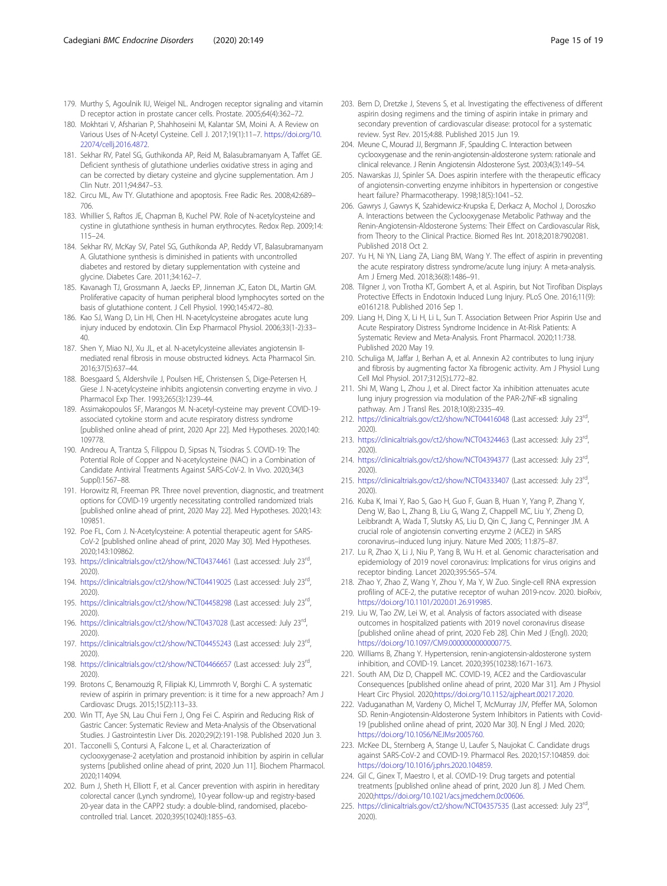179. Murthy S, Agoulnik IU, Weigel NL. Androgen receptor signaling and vitamin D receptor action in prostate cancer cells. Prostate. 2005;64(4):362–72.
180. Mokhtari V, Afsharian P, Shahhoseini M, Kalantar SM, Moini A. A Review on Various Uses of N-Acetyl Cysteine. Cell J. 2017;19(1):11–7. https://doi.org/10.22074/cellj.2016.4872.
181. Sekhar RV, Patel SG, Guthikonda AP, Reid M, Balasubramanyam A, Taffet GE. Deficient synthesis of glutathione underlies oxidative stress in aging and can be corrected by dietary cysteine and glycine supplementation. Am J Clin Nutr. 2011;94:847–53.
182. Circu ML, Aw TY. Glutathione and apoptosis. Free Radic Res. 2008;42:689–706.
183. Whillier S, Raftos JE, Chapman B, Kuchel PW. Role of N-acetylcysteine and cystine in glutathione synthesis in human erythrocytes. Redox Rep. 2009;14:115–24.
184. Sekhar RV, McKay SV, Patel SG, Guthikonda AP, Reddy VT, Balasubramanyam A. Glutathione synthesis is diminished in patients with uncontrolled diabetes and restored by dietary supplementation with cysteine and glycine. Diabetes Care. 2011;34:162–7.
185. Kavanagh TJ, Grossmann A, Jaecks EP, Jinneman JC, Eaton DL, Martin GM. Proliferative capacity of human peripheral blood lymphocytes sorted on the basis of glutathione content. J Cell Physiol. 1990;145:472–80.
186. Kao SJ, Wang D, Lin HI, Chen HI. N-acetylcysteine abrogates acute lung injury induced by endotoxin. Clin Exp Pharmacol Physiol. 2006;33(1-2):33–40.
187. Shen Y, Miao NJ, Xu JL, et al. N-acetylcysteine alleviates angiotensin II-mediated renal fibrosis in mouse obstructed kidneys. Acta Pharmacol Sin. 2016;37(5):637–44.
188. Boesgaard S, Aldershvile J, Poulsen HE, Christensen S, Dige-Petersen H, Giese J. N-acetylcysteine inhibits angiotensin converting enzyme in vivo. J Pharmacol Exp Ther. 1993;265(3):1239–44.
189. Assimakopoulos SF, Marangos M. N-acetyl-cysteine may prevent COVID-19-associated cytokine storm and acute respiratory distress syndrome [published online ahead of print, 2020 Apr 22]. Med Hypotheses. 2020;140:109778.
190. Andreou A, Trantza S, Filippou D, Sipsas N, Tsiodras S. COVID-19: The Potential Role of Copper and N-acetylcysteine (NAC) in a Combination of Candidate Antiviral Treatments Against SARS-CoV-2. In Vivo. 2020;34(3 Suppl):1567–88.
191. Horowitz RI, Freeman PR. Three novel prevention, diagnostic, and treatment options for COVID-19 urgently necessitating controlled randomized trials [published online ahead of print, 2020 May 22]. Med Hypotheses. 2020;143:109851.
192. Poe FL, Corn J. N-Acetylcysteine: A potential therapeutic agent for SARS-CoV-2 [published online ahead of print, 2020 May 30]. Med Hypotheses. 2020;143:109862.
193. https://clinicaltrials.gov/ct2/show/NCT04374461 (Last accessed: July 23rd, 2020).
194. https://clinicaltrials.gov/ct2/show/NCT04419025 (Last accessed: July 23rd, 2020).
195. https://clinicaltrials.gov/ct2/show/NCT04458298 (Last accessed: July 23rd, 2020).
196. https://clinicaltrials.gov/ct2/show/NCT0437028 (Last accessed: July 23rd, 2020).
197. https://clinicaltrials.gov/ct2/show/NCT04455243 (Last accessed: July 23rd, 2020).
198. https://clinicaltrials.gov/ct2/show/NCT04466657 (Last accessed: July 23rd, 2020).
199. Brotons C, Benamouzig R, Filipiak KJ, Limmroth V, Borghi C. A systematic review of aspirin in primary prevention: is it time for a new approach? Am J Cardiovasc Drugs. 2015;15(2):113–33.
200. Win TT, Aye SN, Lau Chui Fern J, Ong Fei C. Aspirin and Reducing Risk of Gastric Cancer: Systematic Review and Meta-Analysis of the Observational Studies. J Gastrointestin Liver Dis. 2020;29(2):191-198. Published 2020 Jun 3.
201. Tacconelli S, Contursi A, Falcone L, et al. Characterization of cyclooxygenase-2 acetylation and prostanoid inhibition by aspirin in cellular systems [published online ahead of print, 2020 Jun 11]. Biochem Pharmacol. 2020;114094.
202. Burn J, Sheth H, Elliott F, et al. Cancer prevention with aspirin in hereditary colorectal cancer (Lynch syndrome), 10-year follow-up and registry-based 20-year data in the CAPP2 study: a double-blind, randomised, placebo-controlled trial. Lancet. 2020;395(10240):1855–63.
203. Bem D, Dretzke J, Stevens S, et al. Investigating the effectiveness of different aspirin dosing regimens and the timing of aspirin intake in primary and secondary prevention of cardiovascular disease: protocol for a systematic review. Syst Rev. 2015;4:88. Published 2015 Jun 19.
204. Meune C, Mourad JJ, Bergmann JF, Spaulding C. Interaction between cyclooxygenase and the renin-angiotensin-aldosterone system: rationale and clinical relevance. J Renin Angiotensin Aldosterone Syst. 2003;4(3):149–54.
205. Nawarskas JJ, Spinler SA. Does aspirin interfere with the therapeutic efficacy of angiotensin-converting enzyme inhibitors in hypertension or congestive heart failure? Pharmacotherapy. 1998;18(5):1041–52.
206. Gawrys J, Gawrys K, Szahidewicz-Krupska E, Derkacz A, Mochol J, Doroszko A. Interactions between the Cyclooxygenase Metabolic Pathway and the Renin-Angiotensin-Aldosterone Systems: Their Effect on Cardiovascular Risk, from Theory to the Clinical Practice. Biomed Res Int. 2018;2018:7902081. Published 2018 Oct 2.
207. Yu H, Ni YN, Liang ZA, Liang BM, Wang Y. The effect of aspirin in preventing the acute respiratory distress syndrome/acute lung injury: A meta-analysis. Am J Emerg Med. 2018;36(8):1486–91.
208. Tilgner J, von Trotha KT, Gombert A, et al. Aspirin, but Not Tirofiban Displays Protective Effects in Endotoxin Induced Lung Injury. PLoS One. 2016;11(9):e0161218. Published 2016 Sep 1.
209. Liang H, Ding X, Li H, Li L, Sun T. Association Between Prior Aspirin Use and Acute Respiratory Distress Syndrome Incidence in At-Risk Patients: A Systematic Review and Meta-Analysis. Front Pharmacol. 2020;11:738. Published 2020 May 19.
210. Schuliga M, Jaffar J, Berhan A, et al. Annexin A2 contributes to lung injury and fibrosis by augmenting factor Xa fibrogenic activity. Am J Physiol Lung Cell Mol Physiol. 2017;312(5):L772–82.
211. Shi M, Wang L, Zhou J, et al. Direct factor Xa inhibition attenuates acute lung injury progression via modulation of the PAR-2/NF-κB signaling pathway. Am J Transl Res. 2018;10(8):2335–49.
212. https://clinicaltrials.gov/ct2/show/NCT04416048 (Last accessed: July 23rd, 2020).
213. https://clinicaltrials.gov/ct2/show/NCT04324463 (Last accessed: July 23rd, 2020).
214. https://clinicaltrials.gov/ct2/show/NCT04394377 (Last accessed: July 23rd, 2020).
215. https://clinicaltrials.gov/ct2/show/NCT04333407 (Last accessed: July 23rd, 2020).
216. Kuba K, Imai Y, Rao S, Gao H, Guo F, Guan B, Huan Y, Yang P, Zhang Y, Deng W, Bao L, Zhang B, Liu G, Wang Z, Chappell MC, Liu Y, Zheng D, Leibbrandt A, Wada T, Slutsky AS, Liu D, Qin C, Jiang C, Penninger JM. A crucial role of angiotensin converting enzyme 2 (ACE2) in SARS coronavirus–induced lung injury. Nature Med 2005; 11:875–87.
217. Lu R, Zhao X, Li J, Niu P, Yang B, Wu H. et al. Genomic characterisation and epidemiology of 2019 novel coronavirus: Implications for virus origins and receptor binding. Lancet 2020;395:565–574.
218. Zhao Y, Zhao Z, Wang Y, Zhou Y, Ma Y, W Zuo. Single-cell RNA expression profiling of ACE-2, the putative receptor of wuhan 2019-ncov. 2020. bioRxiv, https://doi.org/10.1101/2020.01.26.919985.
219. Liu W, Tao ZW, Lei W, et al. Analysis of factors associated with disease outcomes in hospitalized patients with 2019 novel coronavirus disease [published online ahead of print, 2020 Feb 28]. Chin Med J (Engl). 2020; https://doi.org/10.1097/CM9.0000000000000775.
220. Williams B, Zhang Y. Hypertension, renin-angiotensin-aldosterone system inhibition, and COVID-19. Lancet. 2020;395(10238):1671-1673.
221. South AM, Diz D, Chappell MC. COVID-19, ACE2 and the Cardiovascular Consequences [published online ahead of print, 2020 Mar 31]. Am J Physiol Heart Circ Physiol. 2020;https://doi.org/10.1152/ajpheart.00217.2020.
222. Vaduganathan M, Vardeny O, Michel T, McMurray JJV, Pfeffer MA, Solomon SD. Renin-Angiotensin-Aldosterone System Inhibitors in Patients with Covid-19 [published online ahead of print, 2020 Mar 30]. N Engl J Med. 2020; https://doi.org/10.1056/NEJMsr2005760.
223. McKee DL, Sternberg A, Stange U, Laufer S, Naujokat C. Candidate drugs against SARS-CoV-2 and COVID-19. Pharmacol Res. 2020;157:104859. doi: https://doi.org/10.1016/j.phrs.2020.104859.
224. Gil C, Ginex T, Maestro I, et al. COVID-19: Drug targets and potential treatments [published online ahead of print, 2020 Jun 8]. J Med Chem. 2020;https://doi.org/10.1021/acs.jmedchem.0c00606.
225. https://clinicaltrials.gov/ct2/show/NCT04357535 (Last accessed: July 23rd, 2020).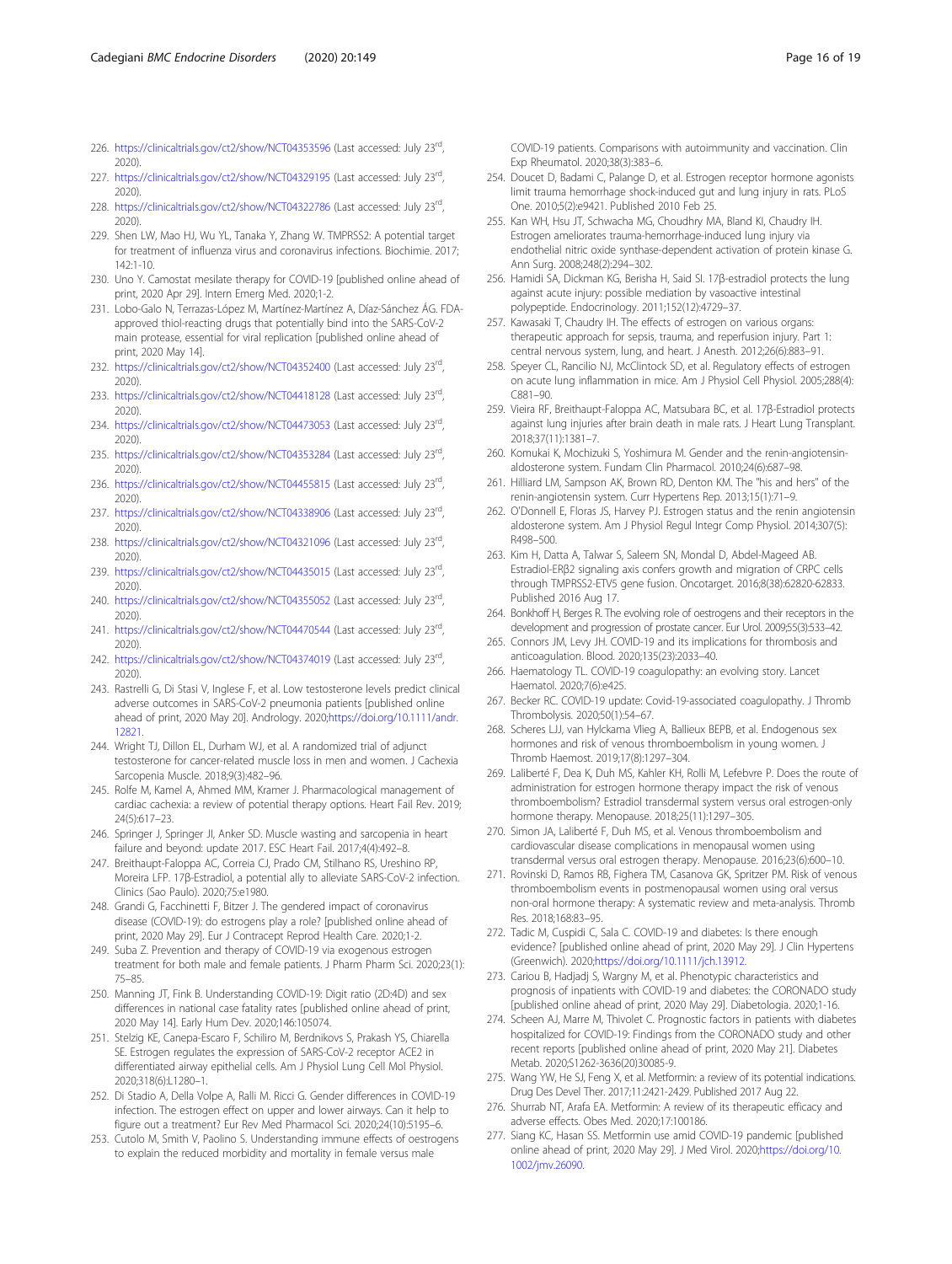226. https://clinicaltrials.gov/ct2/show/NCT04353596 (Last accessed: July 23rd, 2020).
227. https://clinicaltrials.gov/ct2/show/NCT04329195 (Last accessed: July 23rd, 2020).
228. https://clinicaltrials.gov/ct2/show/NCT04322786 (Last accessed: July 23rd, 2020).
229. Shen LW, Mao HJ, Wu YL, Tanaka Y, Zhang W. TMPRSS2: A potential target for treatment of influenza virus and coronavirus infections. Biochimie. 2017; 142:1-10.
230. Uno Y. Camostat mesilate therapy for COVID-19 [published online ahead of print, 2020 Apr 29]. Intern Emerg Med. 2020;1-2.
231. Lobo-Galo N, Terrazas-López M, Martínez-Martínez A, Díaz-Sánchez ÁG. FDA-approved thiol-reacting drugs that potentially bind into the SARS-CoV-2 main protease, essential for viral replication [published online ahead of print, 2020 May 14].
232. https://clinicaltrials.gov/ct2/show/NCT04352400 (Last accessed: July 23rd, 2020).
233. https://clinicaltrials.gov/ct2/show/NCT04418128 (Last accessed: July 23rd, 2020).
234. https://clinicaltrials.gov/ct2/show/NCT04473053 (Last accessed: July 23rd, 2020).
235. https://clinicaltrials.gov/ct2/show/NCT04353284 (Last accessed: July 23rd, 2020).
236. https://clinicaltrials.gov/ct2/show/NCT04455815 (Last accessed: July 23rd, 2020).
237. https://clinicaltrials.gov/ct2/show/NCT04338906 (Last accessed: July 23rd, 2020).
238. https://clinicaltrials.gov/ct2/show/NCT04321096 (Last accessed: July 23rd, 2020).
239. https://clinicaltrials.gov/ct2/show/NCT04435015 (Last accessed: July 23rd, 2020).
240. https://clinicaltrials.gov/ct2/show/NCT04355052 (Last accessed: July 23rd, 2020).
241. https://clinicaltrials.gov/ct2/show/NCT04470544 (Last accessed: July 23rd, 2020).
242. https://clinicaltrials.gov/ct2/show/NCT04374019 (Last accessed: July 23rd, 2020).
243. Rastrelli G, Di Stasi V, Inglese F, et al. Low testosterone levels predict clinical adverse outcomes in SARS-CoV-2 pneumonia patients [published online ahead of print, 2020 May 20]. Andrology. 2020;https://doi.org/10.1111/andr.12821.
244. Wright TJ, Dillon EL, Durham WJ, et al. A randomized trial of adjunct testosterone for cancer-related muscle loss in men and women. J Cachexia Sarcopenia Muscle. 2018;9(3):482–96.
245. Rolfe M, Kamel A, Ahmed MM, Kramer J. Pharmacological management of cardiac cachexia: a review of potential therapy options. Heart Fail Rev. 2019; 24(5):617–23.
246. Springer J, Springer JI, Anker SD. Muscle wasting and sarcopenia in heart failure and beyond: update 2017. ESC Heart Fail. 2017;4(4):492–8.
247. Breithaupt-Faloppa AC, Correia CJ, Prado CM, Stilhano RS, Ureshino RP, Moreira LFP. 17β-Estradiol, a potential ally to alleviate SARS-CoV-2 infection. Clinics (Sao Paulo). 2020;75:e1980.
248. Grandi G, Facchinetti F, Bitzer J. The gendered impact of coronavirus disease (COVID-19): do estrogens play a role? [published online ahead of print, 2020 May 29]. Eur J Contracept Reprod Health Care. 2020;1-2.
249. Suba Z. Prevention and therapy of COVID-19 via exogenous estrogen treatment for both male and female patients. J Pharm Pharm Sci. 2020;23(1): 75–85.
250. Manning JT, Fink B. Understanding COVID-19: Digit ratio (2D:4D) and sex differences in national case fatality rates [published online ahead of print, 2020 May 14]. Early Hum Dev. 2020;146:105074.
251. Stelzig KE, Canepa-Escaro F, Schiliro M, Berdnikovs S, Prakash YS, Chiarella SE. Estrogen regulates the expression of SARS-CoV-2 receptor ACE2 in differentiated airway epithelial cells. Am J Physiol Lung Cell Mol Physiol. 2020;318(6):L1280–1.
252. Di Stadio A, Della Volpe A, Ralli M. Ricci G. Gender differences in COVID-19 infection. The estrogen effect on upper and lower airways. Can it help to figure out a treatment? Eur Rev Med Pharmacol Sci. 2020;24(10):5195–6.
253. Cutolo M, Smith V, Paolino S. Understanding immune effects of oestrogens to explain the reduced morbidity and mortality in female versus male COVID-19 patients. Comparisons with autoimmunity and vaccination. Clin Exp Rheumatol. 2020;38(3):383–6.
254. Doucet D, Badami C, Palange D, et al. Estrogen receptor hormone agonists limit trauma hemorrhage shock-induced gut and lung injury in rats. PLoS One. 2010;5(2):e9421. Published 2010 Feb 25.
255. Kan WH, Hsu JT, Schwacha MG, Choudhry MA, Bland KI, Chaudry IH. Estrogen ameliorates trauma-hemorrhage-induced lung injury via endothelial nitric oxide synthase-dependent activation of protein kinase G. Ann Surg. 2008;248(2):294–302.
256. Hamidi SA, Dickman KG, Berisha H, Said SI. 17β-estradiol protects the lung against acute injury: possible mediation by vasoactive intestinal polypeptide. Endocrinology. 2011;152(12):4729–37.
257. Kawasaki T, Chaudry IH. The effects of estrogen on various organs: therapeutic approach for sepsis, trauma, and reperfusion injury. Part 1: central nervous system, lung, and heart. J Anesth. 2012;26(6):883–91.
258. Speyer CL, Rancilio NJ, McClintock SD, et al. Regulatory effects of estrogen on acute lung inflammation in mice. Am J Physiol Cell Physiol. 2005;288(4): C881–90.
259. Vieira RF, Breithaupt-Faloppa AC, Matsubara BC, et al. 17β-Estradiol protects against lung injuries after brain death in male rats. J Heart Lung Transplant. 2018;37(11):1381–7.
260. Komukai K, Mochizuki S, Yoshimura M. Gender and the renin-angiotensin-aldosterone system. Fundam Clin Pharmacol. 2010;24(6):687–98.
261. Hilliard LM, Sampson AK, Brown RD, Denton KM. The "his and hers" of the renin-angiotensin system. Curr Hypertens Rep. 2013;15(1):71–9.
262. O'Donnell E, Floras JS, Harvey PJ. Estrogen status and the renin angiotensin aldosterone system. Am J Physiol Regul Integr Comp Physiol. 2014;307(5): R498–500.
263. Kim H, Datta A, Talwar S, Saleem SN, Mondal D, Abdel-Mageed AB. Estradiol-ERβ2 signaling axis confers growth and migration of CRPC cells through TMPRSS2-ETV5 gene fusion. Oncotarget. 2016;8(38):62820-62833. Published 2016 Aug 17.
264. Bonkhoff H, Berges R. The evolving role of oestrogens and their receptors in the development and progression of prostate cancer. Eur Urol. 2009;55(3):533–42.
265. Connors JM, Levy JH. COVID-19 and its implications for thrombosis and anticoagulation. Blood. 2020;135(23):2033–40.
266. Haematology TL. COVID-19 coagulopathy: an evolving story. Lancet Haematol. 2020;7(6):e425.
267. Becker RC. COVID-19 update: Covid-19-associated coagulopathy. J Thromb Thrombolysis. 2020;50(1):54–67.
268. Scheres LJJ, van Hylckama Vlieg A, Ballieux BEPB, et al. Endogenous sex hormones and risk of venous thromboembolism in young women. J Thromb Haemost. 2019;17(8):1297–304.
269. Laliberté F, Dea K, Duh MS, Kahler KH, Rolli M, Lefebvre P. Does the route of administration for estrogen hormone therapy impact the risk of venous thromboembolism? Estradiol transdermal system versus oral estrogen-only hormone therapy. Menopause. 2018;25(11):1297–305.
270. Simon JA, Laliberté F, Duh MS, et al. Venous thromboembolism and cardiovascular disease complications in menopausal women using transdermal versus oral estrogen therapy. Menopause. 2016;23(6):600–10.
271. Rovinski D, Ramos RB, Fighera TM, Casanova GK, Spritzer PM. Risk of venous thromboembolism events in postmenopausal women using oral versus non-oral hormone therapy: A systematic review and meta-analysis. Thromb Res. 2018;168:83–95.
272. Tadic M, Cuspidi C, Sala C. COVID-19 and diabetes: Is there enough evidence? [published online ahead of print, 2020 May 29]. J Clin Hypertens (Greenwich). 2020;https://doi.org/10.1111/jch.13912.
273. Cariou B, Hadjadj S, Wargny M, et al. Phenotypic characteristics and prognosis of inpatients with COVID-19 and diabetes: the CORONADO study [published online ahead of print, 2020 May 29]. Diabetologia. 2020;1-16.
274. Scheen AJ, Marre M, Thivolet C. Prognostic factors in patients with diabetes hospitalized for COVID-19: Findings from the CORONADO study and other recent reports [published online ahead of print, 2020 May 21]. Diabetes Metab. 2020;S1262-3636(20)30085-9.
275. Wang YW, He SJ, Feng X, et al. Metformin: a review of its potential indications. Drug Des Devel Ther. 2017;11:2421-2429. Published 2017 Aug 22.
276. Shurrab NT, Arafa EA. Metformin: A review of its therapeutic efficacy and adverse effects. Obes Med. 2020;17:100186.
277. Siang KC, Hasan SS. Metformin use amid COVID-19 pandemic [published online ahead of print, 2020 May 29]. J Med Virol. 2020;https://doi.org/10.1002/jmv.26090.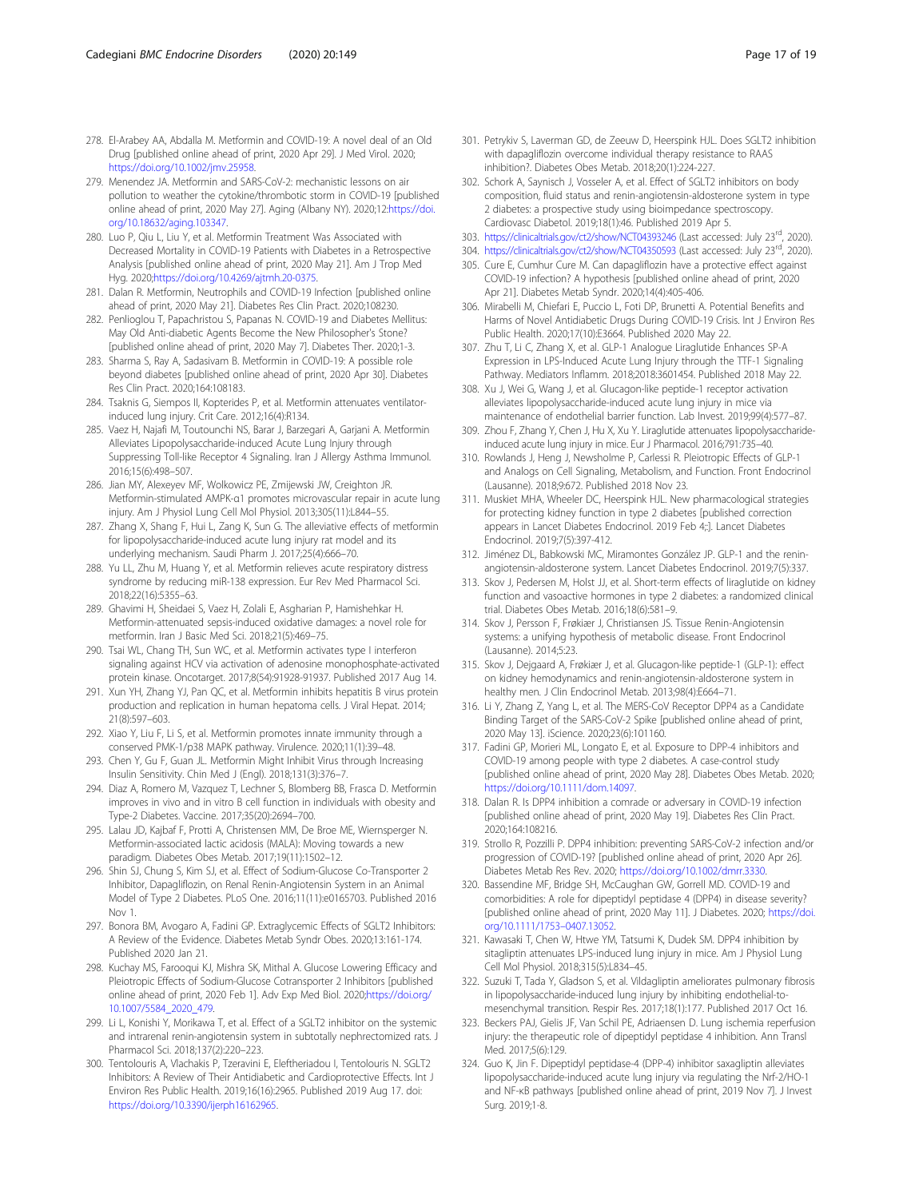278. El-Arabey AA, Abdalla M. Metformin and COVID-19: A novel deal of an Old Drug [published online ahead of print, 2020 Apr 29]. J Med Virol. 2020; https://doi.org/10.1002/jmv.25958.
279. Menendez JA. Metformin and SARS-CoV-2: mechanistic lessons on air pollution to weather the cytokine/thrombotic storm in COVID-19 [published online ahead of print, 2020 May 27]. Aging (Albany NY). 2020;12:https://doi.org/10.18632/aging.103347.
280. Luo P, Qiu L, Liu Y, et al. Metformin Treatment Was Associated with Decreased Mortality in COVID-19 Patients with Diabetes in a Retrospective Analysis [published online ahead of print, 2020 May 21]. Am J Trop Med Hyg. 2020;https://doi.org/10.4269/ajtmh.20-0375.
281. Dalan R. Metformin, Neutrophils and COVID-19 Infection [published online ahead of print, 2020 May 21]. Diabetes Res Clin Pract. 2020;108230.
282. Penlioglou T, Papachristou S, Papanas N. COVID-19 and Diabetes Mellitus: May Old Anti-diabetic Agents Become the New Philosopher's Stone? [published online ahead of print, 2020 May 7]. Diabetes Ther. 2020;1-3.
283. Sharma S, Ray A, Sadasivam B. Metformin in COVID-19: A possible role beyond diabetes [published online ahead of print, 2020 Apr 30]. Diabetes Res Clin Pract. 2020;164:108183.
284. Tsaknis G, Siempos II, Kopterides P, et al. Metformin attenuates ventilator-induced lung injury. Crit Care. 2012;16(4):R134.
285. Vaez H, Najafi M, Toutounchi NS, Barar J, Barzegari A, Garjani A. Metformin Alleviates Lipopolysaccharide-induced Acute Lung Injury through Suppressing Toll-like Receptor 4 Signaling. Iran J Allergy Asthma Immunol. 2016;15(6):498–507.
286. Jian MY, Alexeyev MF, Wolkowicz PE, Zmijewski JW, Creighton JR. Metformin-stimulated AMPK-α1 promotes microvascular repair in acute lung injury. Am J Physiol Lung Cell Mol Physiol. 2013;305(11):L844–55.
287. Zhang X, Shang F, Hui L, Zang K, Sun G. The alleviative effects of metformin for lipopolysaccharide-induced acute lung injury rat model and its underlying mechanism. Saudi Pharm J. 2017;25(4):666–70.
288. Yu LL, Zhu M, Huang Y, et al. Metformin relieves acute respiratory distress syndrome by reducing miR-138 expression. Eur Rev Med Pharmacol Sci. 2018;22(16):5355–63.
289. Ghavimi H, Sheidaei S, Vaez H, Zolali E, Asgharian P, Hamishehkar H. Metformin-attenuated sepsis-induced oxidative damages: a novel role for metformin. Iran J Basic Med Sci. 2018;21(5):469–75.
290. Tsai WL, Chang TH, Sun WC, et al. Metformin activates type I interferon signaling against HCV via activation of adenosine monophosphate-activated protein kinase. Oncotarget. 2017;8(54):91928-91937. Published 2017 Aug 14.
291. Xun YH, Zhang YJ, Pan QC, et al. Metformin inhibits hepatitis B virus protein production and replication in human hepatoma cells. J Viral Hepat. 2014; 21(8):597–603.
292. Xiao Y, Liu F, Li S, et al. Metformin promotes innate immunity through a conserved PMK-1/p38 MAPK pathway. Virulence. 2020;11(1):39–48.
293. Chen Y, Gu F, Guan JL. Metformin Might Inhibit Virus through Increasing Insulin Sensitivity. Chin Med J (Engl). 2018;131(3):376–7.
294. Diaz A, Romero M, Vazquez T, Lechner S, Blomberg BB, Frasca D. Metformin improves in vivo and in vitro B cell function in individuals with obesity and Type-2 Diabetes. Vaccine. 2017;35(20):2694–700.
295. Lalau JD, Kajbaf F, Protti A, Christensen MM, De Broe ME, Wiernsperger N. Metformin-associated lactic acidosis (MALA): Moving towards a new paradigm. Diabetes Obes Metab. 2017;19(11):1502–12.
296. Shin SJ, Chung S, Kim SJ, et al. Effect of Sodium-Glucose Co-Transporter 2 Inhibitor, Dapagliflozin, on Renal Renin-Angiotensin System in an Animal Model of Type 2 Diabetes. PLoS One. 2016;11(11):e0165703. Published 2016 Nov 1.
297. Bonora BM, Avogaro A, Fadini GP. Extraglycemic Effects of SGLT2 Inhibitors: A Review of the Evidence. Diabetes Metab Syndr Obes. 2020;13:161-174. Published 2020 Jan 21.
298. Kuchay MS, Farooqui KJ, Mishra SK, Mithal A. Glucose Lowering Efficacy and Pleiotropic Effects of Sodium-Glucose Cotransporter 2 Inhibitors [published online ahead of print, 2020 Feb 1]. Adv Exp Med Biol. 2020;https://doi.org/10.1007/5584_2020_479.
299. Li L, Konishi Y, Morikawa T, et al. Effect of a SGLT2 inhibitor on the systemic and intrarenal renin-angiotensin system in subtotally nephrectomized rats. J Pharmacol Sci. 2018;137(2):220–223.
300. Tentolouris A, Vlachakis P, Tzeravini E, Eleftheriadou I, Tentolouris N. SGLT2 Inhibitors: A Review of Their Antidiabetic and Cardioprotective Effects. Int J Environ Res Public Health. 2019;16(16):2965. Published 2019 Aug 17. doi: https://doi.org/10.3390/ijerph16162965.
301. Petrykiv S, Laverman GD, de Zeeuw D, Heerspink HJL. Does SGLT2 inhibition with dapagliflozin overcome individual therapy resistance to RAAS inhibition?. Diabetes Obes Metab. 2018;20(1):224-227.
302. Schork A, Saynisch J, Vosseler A, et al. Effect of SGLT2 inhibitors on body composition, fluid status and renin-angiotensin-aldosterone system in type 2 diabetes: a prospective study using bioimpedance spectroscopy. Cardiovasc Diabetol. 2019;18(1):46. Published 2019 Apr 5.
303. https://clinicaltrials.gov/ct2/show/NCT04393246 (Last accessed: July 23rd, 2020).
304. https://clinicaltrials.gov/ct2/show/NCT04350593 (Last accessed: July 23rd, 2020).
305. Cure E, Cumhur Cure M. Can dapagliflozin have a protective effect against COVID-19 infection? A hypothesis [published online ahead of print, 2020 Apr 21]. Diabetes Metab Syndr. 2020;14(4):405-406.
306. Mirabelli M, Chiefari E, Puccio L, Foti DP, Brunetti A. Potential Benefits and Harms of Novel Antidiabetic Drugs During COVID-19 Crisis. Int J Environ Res Public Health. 2020;17(10):E3664. Published 2020 May 22.
307. Zhu T, Li C, Zhang X, et al. GLP-1 Analogue Liraglutide Enhances SP-A Expression in LPS-Induced Acute Lung Injury through the TTF-1 Signaling Pathway. Mediators Inflamm. 2018;2018:3601454. Published 2018 May 22.
308. Xu J, Wei G, Wang J, et al. Glucagon-like peptide-1 receptor activation alleviates lipopolysaccharide-induced acute lung injury in mice via maintenance of endothelial barrier function. Lab Invest. 2019;99(4):577–87.
309. Zhou F, Zhang Y, Chen J, Hu X, Xu Y. Liraglutide attenuates lipopolysaccharide-induced acute lung injury in mice. Eur J Pharmacol. 2016;791:735–40.
310. Rowlands J, Heng J, Newsholme P, Carlessi R. Pleiotropic Effects of GLP-1 and Analogs on Cell Signaling, Metabolism, and Function. Front Endocrinol (Lausanne). 2018;9:672. Published 2018 Nov 23.
311. Muskiet MHA, Wheeler DC, Heerspink HJL. New pharmacological strategies for protecting kidney function in type 2 diabetes [published correction appears in Lancet Diabetes Endocrinol. 2019 Feb 4;]. Lancet Diabetes Endocrinol. 2019;7(5):397-412.
312. Jiménez DL, Babkowski MC, Miramontes González JP. GLP-1 and the renin-angiotensin-aldosterone system. Lancet Diabetes Endocrinol. 2019;7(5):337.
313. Skov J, Pedersen M, Holst JJ, et al. Short-term effects of liraglutide on kidney function and vasoactive hormones in type 2 diabetes: a randomized clinical trial. Diabetes Obes Metab. 2016;18(6):581–9.
314. Skov J, Persson F, Frøkiær J, Christiansen JS. Tissue Renin-Angiotensin systems: a unifying hypothesis of metabolic disease. Front Endocrinol (Lausanne). 2014;5:23.
315. Skov J, Dejgaard A, Frøkiær J, et al. Glucagon-like peptide-1 (GLP-1): effect on kidney hemodynamics and renin-angiotensin-aldosterone system in healthy men. J Clin Endocrinol Metab. 2013;98(4):E664–71.
316. Li Y, Zhang Z, Yang L, et al. The MERS-CoV Receptor DPP4 as a Candidate Binding Target of the SARS-CoV-2 Spike [published online ahead of print, 2020 May 13]. iScience. 2020;23(6):101160.
317. Fadini GP, Morieri ML, Longato E, et al. Exposure to DPP-4 inhibitors and COVID-19 among people with type 2 diabetes. A case-control study [published online ahead of print, 2020 May 28]. Diabetes Obes Metab. 2020; https://doi.org/10.1111/dom.14097.
318. Dalan R. Is DPP4 inhibition a comrade or adversary in COVID-19 infection [published online ahead of print, 2020 May 19]. Diabetes Res Clin Pract. 2020;164:108216.
319. Strollo R, Pozzilli P. DPP4 inhibition: preventing SARS-CoV-2 infection and/or progression of COVID-19? [published online ahead of print, 2020 Apr 26]. Diabetes Metab Res Rev. 2020; https://doi.org/10.1002/dmrr.3330.
320. Bassendine MF, Bridge SH, McCaughan GW, Gorrell MD. COVID-19 and comorbidities: A role for dipeptidyl peptidase 4 (DPP4) in disease severity? [published online ahead of print, 2020 May 11]. J Diabetes. 2020; https://doi.org/10.1111/1753–0407.13052.
321. Kawasaki T, Chen W, Htwe YM, Tatsumi K, Dudek SM. DPP4 inhibition by sitagliptin attenuates LPS-induced lung injury in mice. Am J Physiol Lung Cell Mol Physiol. 2018;315(5):L834–45.
322. Suzuki T, Tada Y, Gladson S, et al. Vildagliptin ameliorates pulmonary fibrosis in lipopolysaccharide-induced lung injury by inhibiting endothelial-to-mesenchymal transition. Respir Res. 2017;18(1):177. Published 2017 Oct 16.
323. Beckers PAJ, Gielis JF, Van Schil PE, Adriaensen D. Lung ischemia reperfusion injury: the therapeutic role of dipeptidyl peptidase 4 inhibition. Ann Transl Med. 2017;5(6):129.
324. Guo K, Jin F. Dipeptidyl peptidase-4 (DPP-4) inhibitor saxagliptin alleviates lipopolysaccharide-induced acute lung injury via regulating the Nrf-2/HO-1 and NF-κB pathways [published online ahead of print, 2019 Nov 7]. J Invest Surg. 2019;1-8.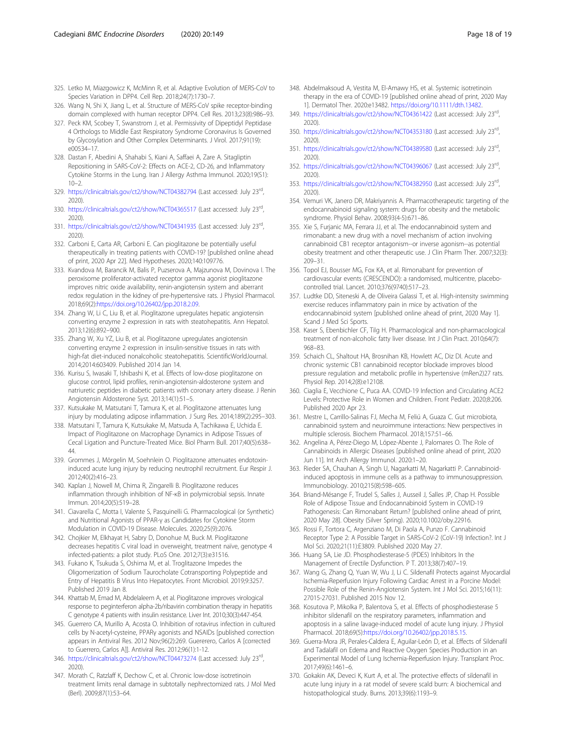325. Letko M, Miazgowicz K, McMinn R, et al. Adaptive Evolution of MERS-CoV to Species Variation in DPP4. Cell Rep. 2018;24(7):1730–7.
326. Wang N, Shi X, Jiang L, et al. Structure of MERS-CoV spike receptor-binding domain complexed with human receptor DPP4. Cell Res. 2013;23(8):986–93.
327. Peck KM, Scobey T, Swanstrom J, et al. Permissivity of Dipeptidyl Peptidase 4 Orthologs to Middle East Respiratory Syndrome Coronavirus Is Governed by Glycosylation and Other Complex Determinants. J Virol. 2017;91(19): e00534–17.
328. Dastan F, Abedini A, Shahabi S, Kiani A, Saffaei A, Zare A. Sitagliptin Repositioning in SARS-CoV-2: Effects on ACE-2, CD-26, and Inflammatory Cytokine Storms in the Lung. Iran J Allergy Asthma Immunol. 2020;19(S1): 10–2.
329. https://clinicaltrials.gov/ct2/show/NCT04382794 (Last accessed: July 23rd, 2020).
330. https://clinicaltrials.gov/ct2/show/NCT04365517 (Last accessed: July 23rd, 2020).
331. https://clinicaltrials.gov/ct2/show/NCT04341935 (Last accessed: July 23rd, 2020).
332. Carboni E, Carta AR, Carboni E. Can pioglitazone be potentially useful therapeutically in treating patients with COVID-19? [published online ahead of print, 2020 Apr 22]. Med Hypotheses. 2020;140:109776.
333. Kvandova M, Barancik M, Balis P, Puzserova A, Majzunova M, Dovinova I. The peroxisome proliferator-activated receptor gamma agonist pioglitazone improves nitric oxide availability, renin-angiotensin system and aberrant redox regulation in the kidney of pre-hypertensive rats. J Physiol Pharmacol. 2018;69(2):https://doi.org/10.26402/jpp.2018.2.09.
334. Zhang W, Li C, Liu B, et al. Pioglitazone upregulates hepatic angiotensin converting enzyme 2 expression in rats with steatohepatitis. Ann Hepatol. 2013;12(6):892–900.
335. Zhang W, Xu YZ, Liu B, et al. Pioglitazone upregulates angiotensin converting enzyme 2 expression in insulin-sensitive tissues in rats with high-fat diet-induced nonalcoholic steatohepatitis. ScientificWorldJournal. 2014;2014:603409. Published 2014 Jan 14.
336. Kurisu S, Iwasaki T, Ishibashi K, et al. Effects of low-dose pioglitazone on glucose control, lipid profiles, renin-angiotensin-aldosterone system and natriuretic peptides in diabetic patients with coronary artery disease. J Renin Angiotensin Aldosterone Syst. 2013;14(1):51–5.
337. Kutsukake M, Matsutani T, Tamura K, et al. Pioglitazone attenuates lung injury by modulating adipose inflammation. J Surg Res. 2014;189(2):295–303.
338. Matsutani T, Tamura K, Kutsukake M, Matsuda A, Tachikawa E, Uchida E. Impact of Pioglitazone on Macrophage Dynamics in Adipose Tissues of Cecal Ligation and Puncture-Treated Mice. Biol Pharm Bull. 2017;40(5):638–44.
339. Grommes J, Mörgelin M, Soehnlein O. Pioglitazone attenuates endotoxin-induced acute lung injury by reducing neutrophil recruitment. Eur Respir J. 2012;40(2):416–23.
340. Kaplan J, Nowell M, Chima R, Zingarelli B. Pioglitazone reduces inflammation through inhibition of NF-κB in polymicrobial sepsis. Innate Immun. 2014;20(5):519–28.
341. Ciavarella C, Motta I, Valente S, Pasquinelli G. Pharmacological (or Synthetic) and Nutritional Agonists of PPAR-γ as Candidates for Cytokine Storm Modulation in COVID-19 Disease. Molecules. 2020;25(9):2076.
342. Chojkier M, Elkhayat H, Sabry D, Donohue M, Buck M. Pioglitazone decreases hepatitis C viral load in overweight, treatment naïve, genotype 4 infected-patients: a pilot study. PLoS One. 2012;7(3):e31516.
343. Fukano K, Tsukuda S, Oshima M, et al. Troglitazone Impedes the Oligomerization of Sodium Taurocholate Cotransporting Polypeptide and Entry of Hepatitis B Virus Into Hepatocytes. Front Microbiol. 2019;9:3257. Published 2019 Jan 8.
344. Khattab M, Emad M, Abdelaleem A, et al. Pioglitazone improves virological response to peginterferon alpha-2b/ribavirin combination therapy in hepatitis C genotype 4 patients with insulin resistance. Liver Int. 2010;30(3):447-454.
345. Guerrero CA, Murillo A, Acosta O. Inhibition of rotavirus infection in cultured cells by N-acetyl-cysteine, PPARγ agonists and NSAIDs [published correction appears in Antiviral Res. 2012 Nov;96(2):269. Guererero, Carlos A [corrected to Guerrero, Carlos A]]. Antiviral Res. 2012;96(1):1-12.
346. https://clinicaltrials.gov/ct2/show/NCT04473274 (Last accessed: July 23rd, 2020).
347. Morath C, Ratzlaff K, Dechow C, et al. Chronic low-dose isotretinoin treatment limits renal damage in subtotally nephrectomized rats. J Mol Med (Berl). 2009;87(1):53–64.
348. Abdelmaksoud A, Vestita M, El-Amawy HS, et al. Systemic isotretinoin therapy in the era of COVID-19 [published online ahead of print, 2020 May 1]. Dermatol Ther. 2020:e13482. https://doi.org/10.1111/dth.13482.
349. https://clinicaltrials.gov/ct2/show/NCT04361422 (Last accessed: July 23rd, 2020).
350. https://clinicaltrials.gov/ct2/show/NCT04353180 (Last accessed: July 23rd, 2020).
351. https://clinicaltrials.gov/ct2/show/NCT04389580 (Last accessed: July 23rd, 2020).
352. https://clinicaltrials.gov/ct2/show/NCT04396067 (Last accessed: July 23rd, 2020).
353. https://clinicaltrials.gov/ct2/show/NCT04382950 (Last accessed: July 23rd, 2020).
354. Vemuri VK, Janero DR, Makriyannis A. Pharmacotherapeutic targeting of the endocannabinoid signaling system: drugs for obesity and the metabolic syndrome. Physiol Behav. 2008;93(4-5):671–86.
355. Xie S, Furjanic MA, Ferrara JJ, et al. The endocannabinoid system and rimonabant: a new drug with a novel mechanism of action involving cannabinoid CB1 receptor antagonism--or inverse agonism--as potential obesity treatment and other therapeutic use. J Clin Pharm Ther. 2007;32(3): 209–31.
356. Topol EJ, Bousser MG, Fox KA, et al. Rimonabant for prevention of cardiovascular events (CRESCENDO): a randomised, multicentre, placebo-controlled trial. Lancet. 2010;376(9740):517–23.
357. Ludtke DD, Siteneski A, de Oliveira Galassi T, et al. High-intensity swimming exercise reduces inflammatory pain in mice by activation of the endocannabinoid system [published online ahead of print, 2020 May 1]. Scand J Med Sci Sports.
358. Kaser S, Ebenbichler CF, Tilg H. Pharmacological and non-pharmacological treatment of non-alcoholic fatty liver disease. Int J Clin Pract. 2010;64(7): 968–83.
359. Schaich CL, Shaltout HA, Brosnihan KB, Howlett AC, Diz DI. Acute and chronic systemic CB1 cannabinoid receptor blockade improves blood pressure regulation and metabolic profile in hypertensive (mRen2)27 rats. Physiol Rep. 2014;2(8):e12108.
360. Ciaglia E, Vecchione C, Puca AA. COVID-19 Infection and Circulating ACE2 Levels: Protective Role in Women and Children. Front Pediatr. 2020;8:206. Published 2020 Apr 23.
361. Mestre L, Carrillo-Salinas FJ, Mecha M, Feliú A, Guaza C. Gut microbiota, cannabinoid system and neuroimmune interactions: New perspectives in multiple sclerosis. Biochem Pharmacol. 2018;157:51–66.
362. Angelina A, Pérez-Diego M, López-Abente J, Palomares O. The Role of Cannabinoids in Allergic Diseases [published online ahead of print, 2020 Jun 11]. Int Arch Allergy Immunol. 2020:1–20.
363. Rieder SA, Chauhan A, Singh U, Nagarkatti M, Nagarkatti P. Cannabinoid-induced apoptosis in immune cells as a pathway to immunosuppression. Immunobiology. 2010;215(8):598–605.
364. Briand-Mésange F, Trudel S, Salles J, Ausseil J, Salles JP, Chap H. Possible Role of Adipose Tissue and Endocannabinoid System in COVID-19 Pathogenesis: Can Rimonabant Return? [published online ahead of print, 2020 May 28]. Obesity (Silver Spring). 2020;10.1002/oby.22916.
365. Rossi F, Tortora C, Argenziano M, Di Paola A, Punzo F. Cannabinoid Receptor Type 2: A Possible Target in SARS-CoV-2 (CoV-19) Infection?. Int J Mol Sci. 2020;21(11):E3809. Published 2020 May 27.
366. Huang SA, Lie JD. Phosphodiesterase-5 (PDE5) Inhibitors In the Management of Erectile Dysfunction. P T. 2013;38(7):407–19.
367. Wang G, Zhang Q, Yuan W, Wu J, Li C. Sildenafil Protects against Myocardial Ischemia-Reperfusion Injury Following Cardiac Arrest in a Porcine Model: Possible Role of the Renin-Angiotensin System. Int J Mol Sci. 2015;16(11): 27015-27031. Published 2015 Nov 12.
368. Kosutova P, Mikolka P, Balentova S, et al. Effects of phosphodiesterase 5 inhibitor sildenafil on the respiratory parameters, inflammation and apoptosis in a saline lavage-induced model of acute lung injury. J Physiol Pharmacol. 2018;69(5):https://doi.org/10.26402/jpp.2018.5.15.
369. Guerra-Mora JR, Perales-Caldera E, Aguilar-León D, et al. Effects of Sildenafil and Tadalafil on Edema and Reactive Oxygen Species Production in an Experimental Model of Lung Ischemia-Reperfusion Injury. Transplant Proc. 2017;49(6):1461–6.
370. Gokakin AK, Deveci K, Kurt A, et al. The protective effects of sildenafil in acute lung injury in a rat model of severe scald burn: A biochemical and histopathological study. Burns. 2013;39(6):1193–9.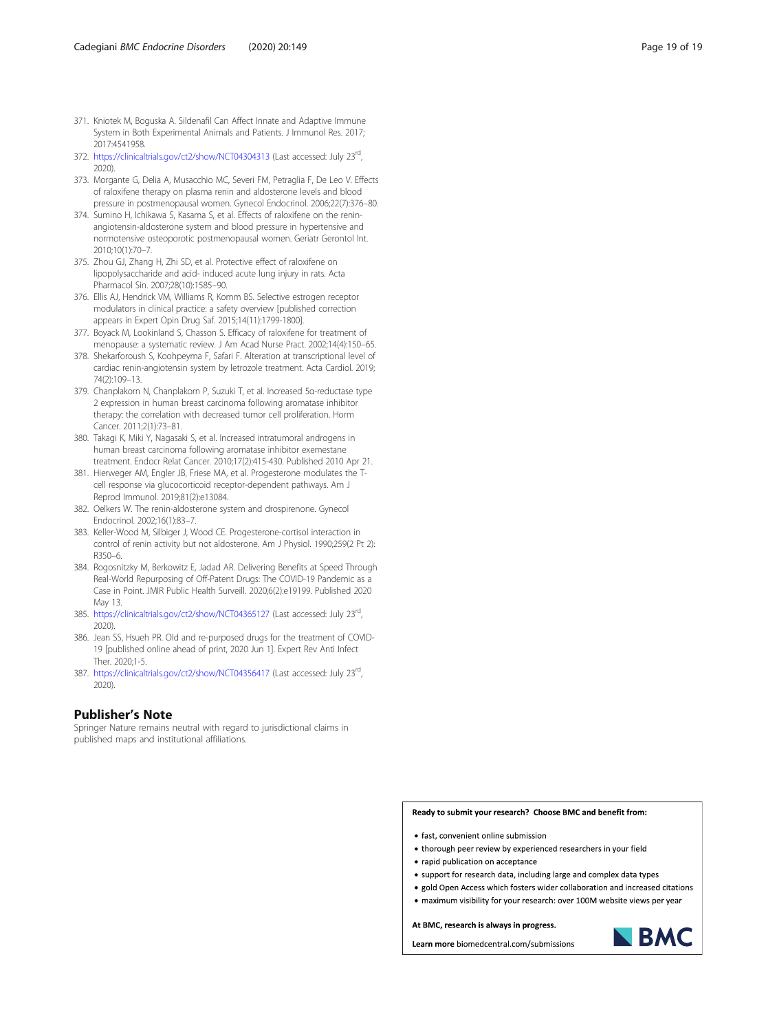371. Kniotek M, Boguska A. Sildenafil Can Affect Innate and Adaptive Immune System in Both Experimental Animals and Patients. J Immunol Res. 2017; 2017:4541958.
372. https://clinicaltrials.gov/ct2/show/NCT04304313 (Last accessed: July 23rd, 2020).
373. Morgante G, Delia A, Musacchio MC, Severi FM, Petraglia F, De Leo V. Effects of raloxifene therapy on plasma renin and aldosterone levels and blood pressure in postmenopausal women. Gynecol Endocrinol. 2006;22(7):376–80.
374. Sumino H, Ichikawa S, Kasama S, et al. Effects of raloxifene on the renin-angiotensin-aldosterone system and blood pressure in hypertensive and normotensive osteoporotic postmenopausal women. Geriatr Gerontol Int. 2010;10(1):70–7.
375. Zhou GJ, Zhang H, Zhi SD, et al. Protective effect of raloxifene on lipopolysaccharide and acid- induced acute lung injury in rats. Acta Pharmacol Sin. 2007;28(10):1585–90.
376. Ellis AJ, Hendrick VM, Williams R, Komm BS. Selective estrogen receptor modulators in clinical practice: a safety overview [published correction appears in Expert Opin Drug Saf. 2015;14(11):1799-1800].
377. Boyack M, Lookinland S, Chasson S. Efficacy of raloxifene for treatment of menopause: a systematic review. J Am Acad Nurse Pract. 2002;14(4):150–65.
378. Shekarforoush S, Koohpeyma F, Safari F. Alteration at transcriptional level of cardiac renin-angiotensin system by letrozole treatment. Acta Cardiol. 2019; 74(2):109–13.
379. Chanplakorn N, Chanplakorn P, Suzuki T, et al. Increased 5α-reductase type 2 expression in human breast carcinoma following aromatase inhibitor therapy: the correlation with decreased tumor cell proliferation. Horm Cancer. 2011;2(1):73–81.
380. Takagi K, Miki Y, Nagasaki S, et al. Increased intratumoral androgens in human breast carcinoma following aromatase inhibitor exemestane treatment. Endocr Relat Cancer. 2010;17(2):415-430. Published 2010 Apr 21.
381. Hierweger AM, Engler JB, Friese MA, et al. Progesterone modulates the T-cell response via glucocorticoid receptor-dependent pathways. Am J Reprod Immunol. 2019;81(2):e13084.
382. Oelkers W. The renin-aldosterone system and drospirenone. Gynecol Endocrinol. 2002;16(1):83–7.
383. Keller-Wood M, Silbiger J, Wood CE. Progesterone-cortisol interaction in control of renin activity but not aldosterone. Am J Physiol. 1990;259(2 Pt 2): R350–6.
384. Rogosnitzky M, Berkowitz E, Jadad AR. Delivering Benefits at Speed Through Real-World Repurposing of Off-Patent Drugs: The COVID-19 Pandemic as a Case in Point. JMIR Public Health Surveill. 2020;6(2):e19199. Published 2020 May 13.
385. https://clinicaltrials.gov/ct2/show/NCT04365127 (Last accessed: July 23rd, 2020).
386. Jean SS, Hsueh PR. Old and re-purposed drugs for the treatment of COVID-19 [published online ahead of print, 2020 Jun 1]. Expert Rev Anti Infect Ther. 2020;1-5.
387. https://clinicaltrials.gov/ct2/show/NCT04356417 (Last accessed: July 23rd, 2020).

## Publisher's Note

Springer Nature remains neutral with regard to jurisdictional claims in published maps and institutional affiliations.

**Ready to submit your research? Choose BMC and benefit from:**

- fast, convenient online submission
- thorough peer review by experienced researchers in your field
- rapid publication on acceptance
- support for research data, including large and complex data types
- gold Open Access which fosters wider collaboration and increased citations
- maximum visibility for your research: over 100M website views per year

**At BMC, research is always in progress.**

**Learn more** biomedcentral.com/submissions

BMC